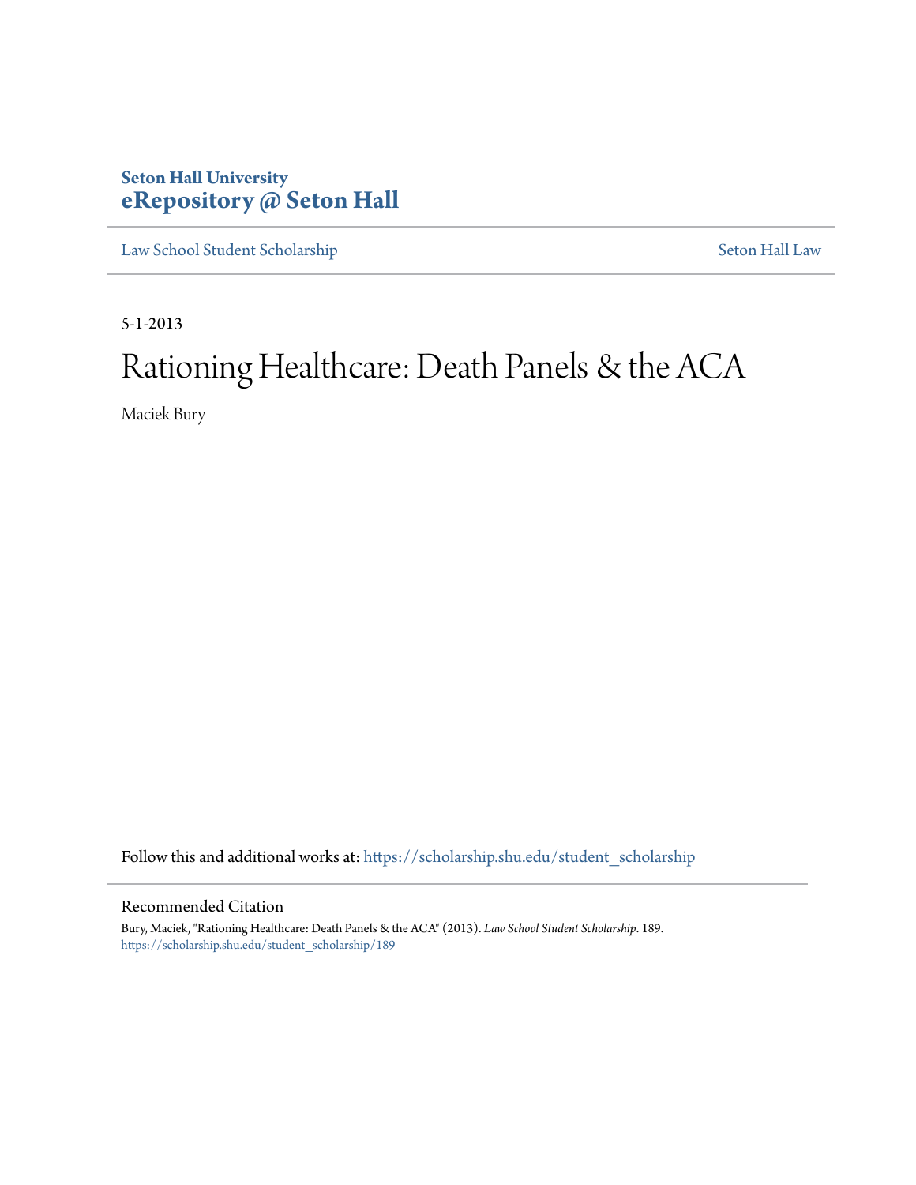**Seton Hall University**
**eRepository @ Seton Hall**

Law School Student Scholarship | Seton Hall Law

5-1-2013

# Rationing Healthcare: Death Panels & the ACA

Maciek Bury

Follow this and additional works at: https://scholarship.shu.edu/student_scholarship

## Recommended Citation

Bury, Maciek, "Rationing Healthcare: Death Panels & the ACA" (2013). *Law School Student Scholarship*. 189. https://scholarship.shu.edu/student_scholarship/189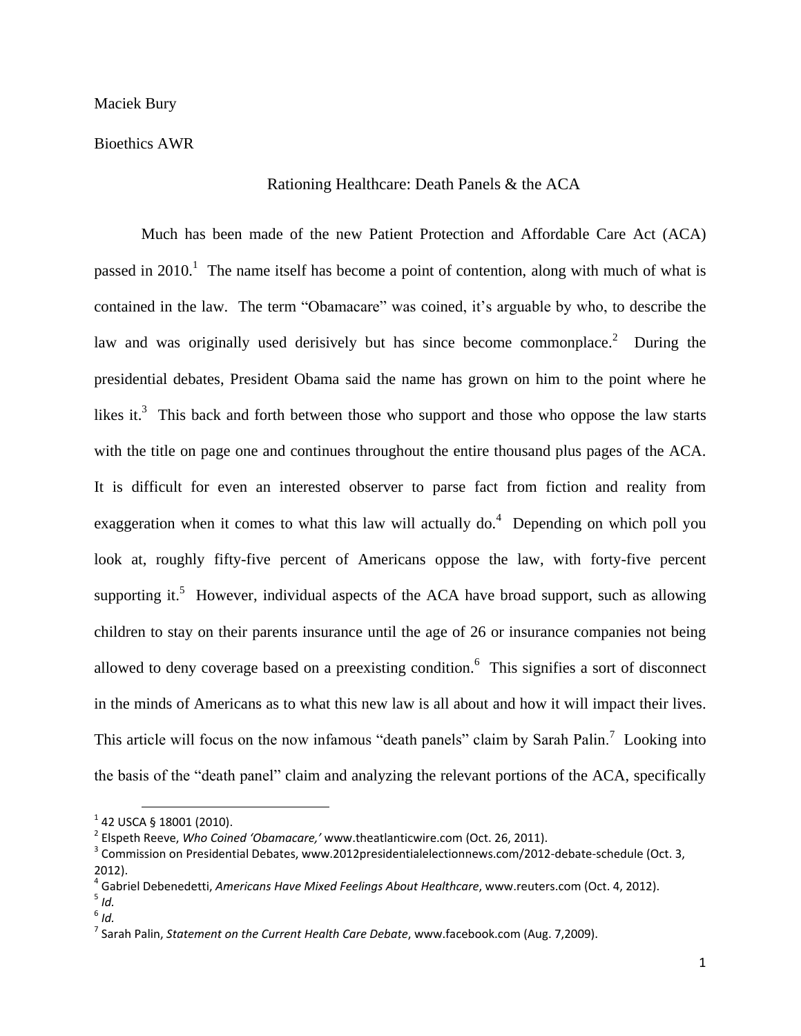Maciek Bury

Bioethics AWR

Rationing Healthcare: Death Panels & the ACA

Much has been made of the new Patient Protection and Affordable Care Act (ACA) passed in 2010.[1] The name itself has become a point of contention, along with much of what is contained in the law. The term "Obamacare" was coined, it's arguable by who, to describe the law and was originally used derisively but has since become commonplace.[2] During the presidential debates, President Obama said the name has grown on him to the point where he likes it.[3] This back and forth between those who support and those who oppose the law starts with the title on page one and continues throughout the entire thousand plus pages of the ACA. It is difficult for even an interested observer to parse fact from fiction and reality from exaggeration when it comes to what this law will actually do.[4] Depending on which poll you look at, roughly fifty-five percent of Americans oppose the law, with forty-five percent supporting it.[5] However, individual aspects of the ACA have broad support, such as allowing children to stay on their parents insurance until the age of 26 or insurance companies not being allowed to deny coverage based on a preexisting condition.[6] This signifies a sort of disconnect in the minds of Americans as to what this new law is all about and how it will impact their lives. This article will focus on the now infamous "death panels" claim by Sarah Palin.[7] Looking into the basis of the "death panel" claim and analyzing the relevant portions of the ACA, specifically

---

[1] 42 USCA § 18001 (2010).

[2] Elspeth Reeve, *Who Coined 'Obamacare,'* www.theatlanticwire.com (Oct. 26, 2011).

[3] Commission on Presidential Debates, www.2012presidentialelectionnews.com/2012-debate-schedule (Oct. 3, 2012).

[4] Gabriel Debenedetti, *Americans Have Mixed Feelings About Healthcare*, www.reuters.com (Oct. 4, 2012).

[5] *Id.*

[6] *Id.*

[7] Sarah Palin, *Statement on the Current Health Care Debate*, www.facebook.com (Aug. 7,2009).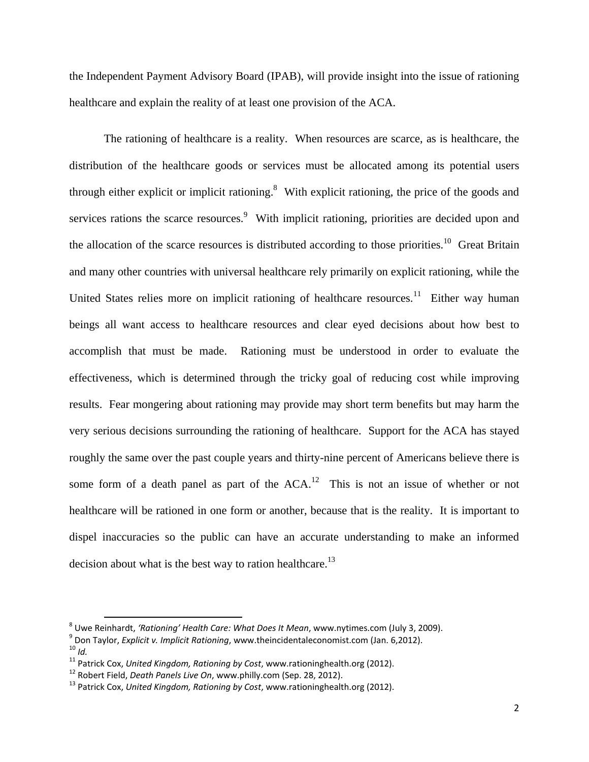the Independent Payment Advisory Board (IPAB), will provide insight into the issue of rationing healthcare and explain the reality of at least one provision of the ACA.

The rationing of healthcare is a reality. When resources are scarce, as is healthcare, the distribution of the healthcare goods or services must be allocated among its potential users through either explicit or implicit rationing.[8] With explicit rationing, the price of the goods and services rations the scarce resources.[9] With implicit rationing, priorities are decided upon and the allocation of the scarce resources is distributed according to those priorities.[10] Great Britain and many other countries with universal healthcare rely primarily on explicit rationing, while the United States relies more on implicit rationing of healthcare resources.[11] Either way human beings all want access to healthcare resources and clear eyed decisions about how best to accomplish that must be made. Rationing must be understood in order to evaluate the effectiveness, which is determined through the tricky goal of reducing cost while improving results. Fear mongering about rationing may provide may short term benefits but may harm the very serious decisions surrounding the rationing of healthcare. Support for the ACA has stayed roughly the same over the past couple years and thirty-nine percent of Americans believe there is some form of a death panel as part of the ACA.[12] This is not an issue of whether or not healthcare will be rationed in one form or another, because that is the reality. It is important to dispel inaccuracies so the public can have an accurate understanding to make an informed decision about what is the best way to ration healthcare.[13]

---

[8] Uwe Reinhardt, *'Rationing' Health Care: What Does It Mean*, www.nytimes.com (July 3, 2009).
[9] Don Taylor, *Explicit v. Implicit Rationing*, www.theincidentaleconomist.com (Jan. 6,2012).
[10] *Id.*
[11] Patrick Cox, *United Kingdom, Rationing by Cost*, www.rationinghealth.org (2012).
[12] Robert Field, *Death Panels Live On*, www.philly.com (Sep. 28, 2012).
[13] Patrick Cox, *United Kingdom, Rationing by Cost*, www.rationinghealth.org (2012).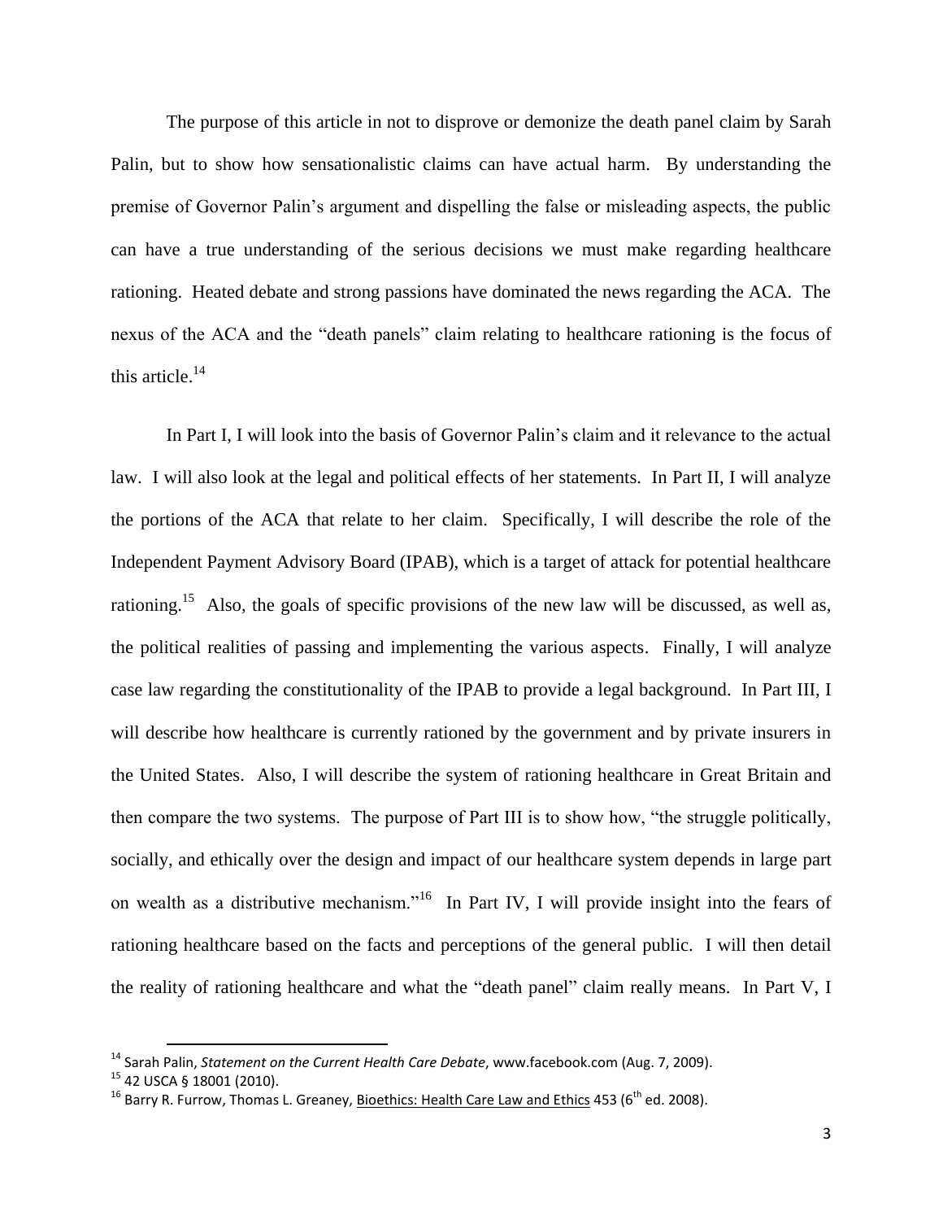The purpose of this article in not to disprove or demonize the death panel claim by Sarah Palin, but to show how sensationalistic claims can have actual harm. By understanding the premise of Governor Palin's argument and dispelling the false or misleading aspects, the public can have a true understanding of the serious decisions we must make regarding healthcare rationing. Heated debate and strong passions have dominated the news regarding the ACA. The nexus of the ACA and the "death panels" claim relating to healthcare rationing is the focus of this article.[14]

In Part I, I will look into the basis of Governor Palin's claim and it relevance to the actual law. I will also look at the legal and political effects of her statements. In Part II, I will analyze the portions of the ACA that relate to her claim. Specifically, I will describe the role of the Independent Payment Advisory Board (IPAB), which is a target of attack for potential healthcare rationing.[15] Also, the goals of specific provisions of the new law will be discussed, as well as, the political realities of passing and implementing the various aspects. Finally, I will analyze case law regarding the constitutionality of the IPAB to provide a legal background. In Part III, I will describe how healthcare is currently rationed by the government and by private insurers in the United States. Also, I will describe the system of rationing healthcare in Great Britain and then compare the two systems. The purpose of Part III is to show how, "the struggle politically, socially, and ethically over the design and impact of our healthcare system depends in large part on wealth as a distributive mechanism."[16] In Part IV, I will provide insight into the fears of rationing healthcare based on the facts and perceptions of the general public. I will then detail the reality of rationing healthcare and what the "death panel" claim really means. In Part V, I

---

[14] Sarah Palin, *Statement on the Current Health Care Debate*, www.facebook.com (Aug. 7, 2009).

[15] 42 USCA § 18001 (2010).

[16] Barry R. Furrow, Thomas L. Greaney, Bioethics: Health Care Law and Ethics 453 (6th ed. 2008).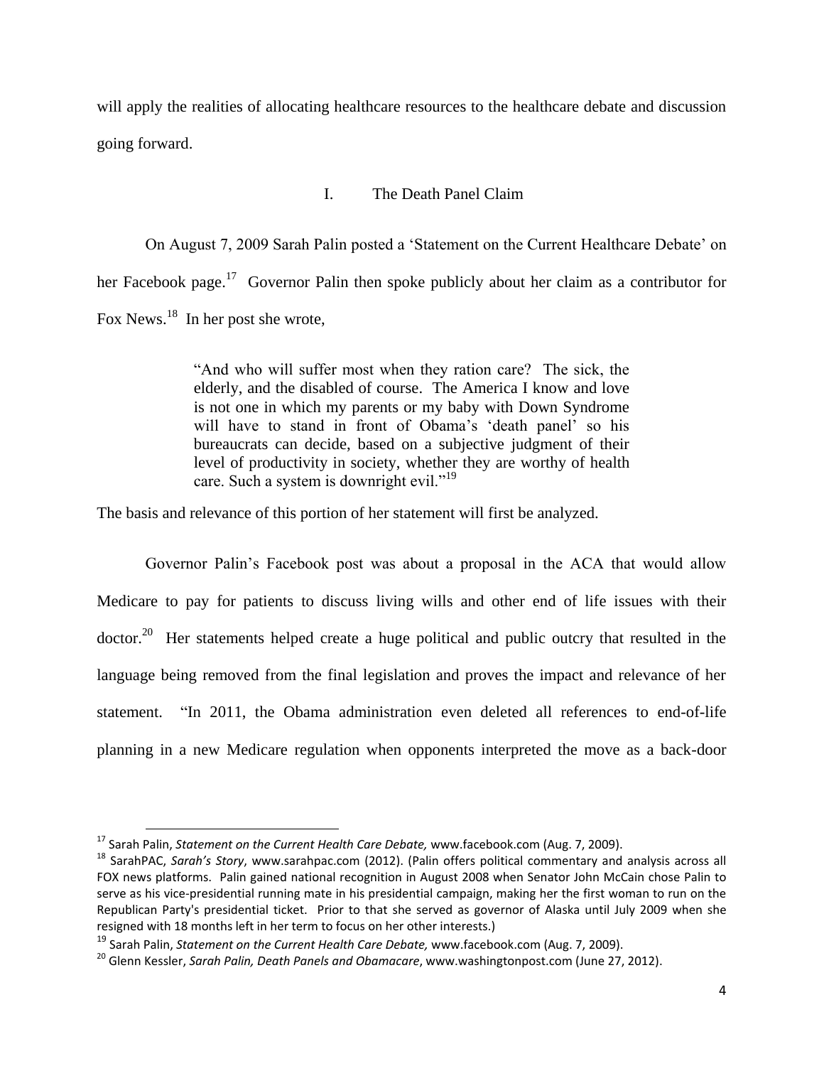will apply the realities of allocating healthcare resources to the healthcare debate and discussion going forward.

## I. The Death Panel Claim

On August 7, 2009 Sarah Palin posted a 'Statement on the Current Healthcare Debate' on her Facebook page.[17] Governor Palin then spoke publicly about her claim as a contributor for Fox News.[18] In her post she wrote,

> "And who will suffer most when they ration care? The sick, the elderly, and the disabled of course. The America I know and love is not one in which my parents or my baby with Down Syndrome will have to stand in front of Obama's 'death panel' so his bureaucrats can decide, based on a subjective judgment of their level of productivity in society, whether they are worthy of health care. Such a system is downright evil."[19]

The basis and relevance of this portion of her statement will first be analyzed.

Governor Palin's Facebook post was about a proposal in the ACA that would allow Medicare to pay for patients to discuss living wills and other end of life issues with their doctor.[20] Her statements helped create a huge political and public outcry that resulted in the language being removed from the final legislation and proves the impact and relevance of her statement. "In 2011, the Obama administration even deleted all references to end-of-life planning in a new Medicare regulation when opponents interpreted the move as a back-door

---

[17] Sarah Palin, *Statement on the Current Health Care Debate,* www.facebook.com (Aug. 7, 2009).

[18] SarahPAC, *Sarah's Story*, www.sarahpac.com (2012). (Palin offers political commentary and analysis across all FOX news platforms. Palin gained national recognition in August 2008 when Senator John McCain chose Palin to serve as his vice-presidential running mate in his presidential campaign, making her the first woman to run on the Republican Party's presidential ticket. Prior to that she served as governor of Alaska until July 2009 when she resigned with 18 months left in her term to focus on her other interests.)

[19] Sarah Palin, *Statement on the Current Health Care Debate,* www.facebook.com (Aug. 7, 2009).

[20] Glenn Kessler, *Sarah Palin, Death Panels and Obamacare*, www.washingtonpost.com (June 27, 2012).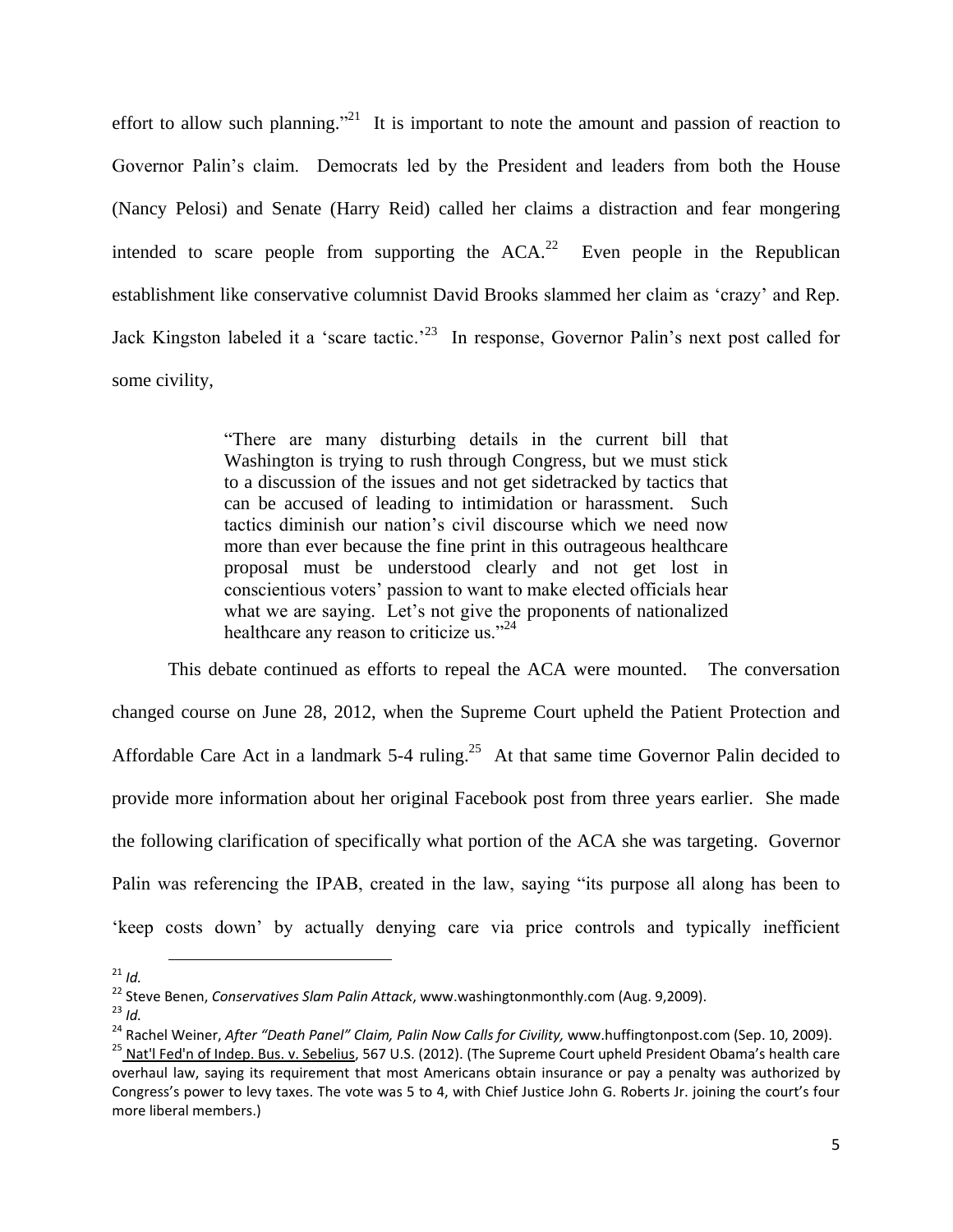effort to allow such planning."[21] It is important to note the amount and passion of reaction to Governor Palin's claim. Democrats led by the President and leaders from both the House (Nancy Pelosi) and Senate (Harry Reid) called her claims a distraction and fear mongering intended to scare people from supporting the ACA.[22] Even people in the Republican establishment like conservative columnist David Brooks slammed her claim as 'crazy' and Rep. Jack Kingston labeled it a 'scare tactic.'[23] In response, Governor Palin's next post called for some civility,

> "There are many disturbing details in the current bill that Washington is trying to rush through Congress, but we must stick to a discussion of the issues and not get sidetracked by tactics that can be accused of leading to intimidation or harassment. Such tactics diminish our nation's civil discourse which we need now more than ever because the fine print in this outrageous healthcare proposal must be understood clearly and not get lost in conscientious voters' passion to want to make elected officials hear what we are saying. Let's not give the proponents of nationalized healthcare any reason to criticize us."[24]

This debate continued as efforts to repeal the ACA were mounted. The conversation changed course on June 28, 2012, when the Supreme Court upheld the Patient Protection and Affordable Care Act in a landmark 5-4 ruling.[25] At that same time Governor Palin decided to provide more information about her original Facebook post from three years earlier. She made the following clarification of specifically what portion of the ACA she was targeting. Governor Palin was referencing the IPAB, created in the law, saying "its purpose all along has been to 'keep costs down' by actually denying care via price controls and typically inefficient

---

[21] *Id.*

[22] Steve Benen, *Conservatives Slam Palin Attack*, www.washingtonmonthly.com (Aug. 9,2009).

[23] *Id.*

[24] Rachel Weiner, *After "Death Panel" Claim, Palin Now Calls for Civility,* www.huffingtonpost.com (Sep. 10, 2009).

[25] Nat'l Fed'n of Indep. Bus. v. Sebelius, 567 U.S. (2012). (The Supreme Court upheld President Obama's health care overhaul law, saying its requirement that most Americans obtain insurance or pay a penalty was authorized by Congress's power to levy taxes. The vote was 5 to 4, with Chief Justice John G. Roberts Jr. joining the court's four more liberal members.)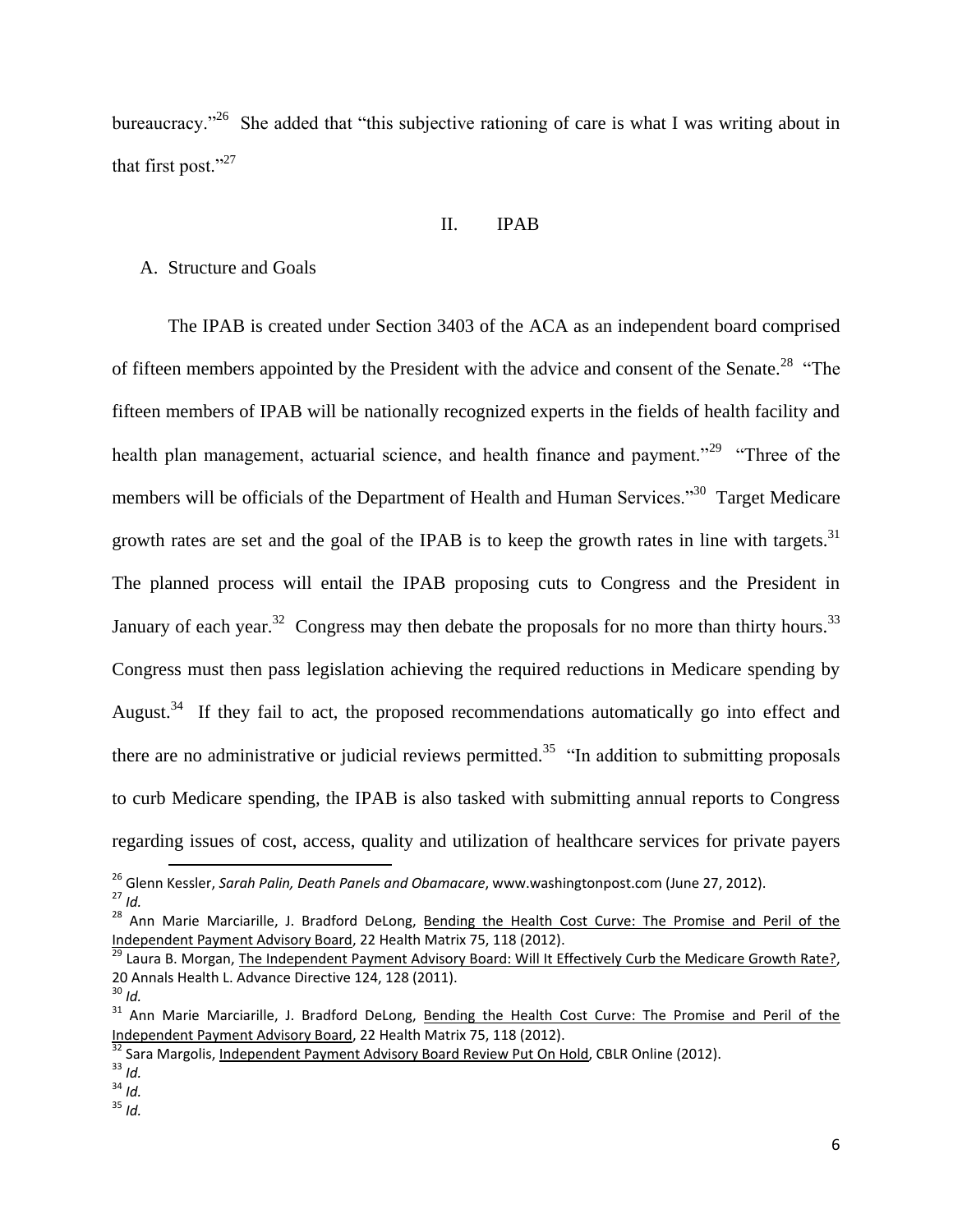bureaucracy."[26] She added that "this subjective rationing of care is what I was writing about in that first post."[27]

## II. IPAB

### A. Structure and Goals

The IPAB is created under Section 3403 of the ACA as an independent board comprised of fifteen members appointed by the President with the advice and consent of the Senate.[28] "The fifteen members of IPAB will be nationally recognized experts in the fields of health facility and health plan management, actuarial science, and health finance and payment."[29] "Three of the members will be officials of the Department of Health and Human Services."[30] Target Medicare growth rates are set and the goal of the IPAB is to keep the growth rates in line with targets.[31] The planned process will entail the IPAB proposing cuts to Congress and the President in January of each year.[32] Congress may then debate the proposals for no more than thirty hours.[33] Congress must then pass legislation achieving the required reductions in Medicare spending by August.[34] If they fail to act, the proposed recommendations automatically go into effect and there are no administrative or judicial reviews permitted.[35] "In addition to submitting proposals to curb Medicare spending, the IPAB is also tasked with submitting annual reports to Congress regarding issues of cost, access, quality and utilization of healthcare services for private payers

---

[26] Glenn Kessler, *Sarah Palin, Death Panels and Obamacare*, www.washingtonpost.com (June 27, 2012).

[27] *Id.*

[28] Ann Marie Marciarille, J. Bradford DeLong, Bending the Health Cost Curve: The Promise and Peril of the Independent Payment Advisory Board, 22 Health Matrix 75, 118 (2012).

[29] Laura B. Morgan, The Independent Payment Advisory Board: Will It Effectively Curb the Medicare Growth Rate?, 20 Annals Health L. Advance Directive 124, 128 (2011).

[30] *Id.*

[31] Ann Marie Marciarille, J. Bradford DeLong, Bending the Health Cost Curve: The Promise and Peril of the Independent Payment Advisory Board, 22 Health Matrix 75, 118 (2012).

[32] Sara Margolis, Independent Payment Advisory Board Review Put On Hold, CBLR Online (2012).

[33] *Id.*

[34] *Id.*

[35] *Id.*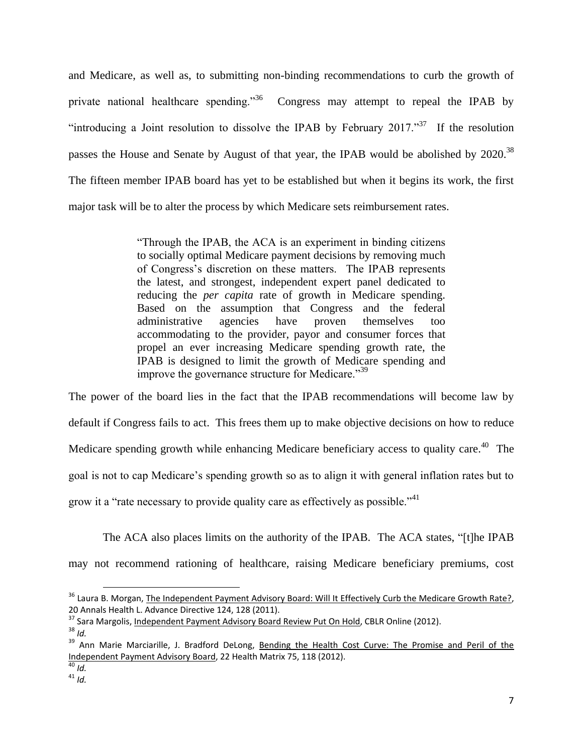and Medicare, as well as, to submitting non-binding recommendations to curb the growth of private national healthcare spending."[36] Congress may attempt to repeal the IPAB by "introducing a Joint resolution to dissolve the IPAB by February 2017."[37] If the resolution passes the House and Senate by August of that year, the IPAB would be abolished by 2020.[38] The fifteen member IPAB board has yet to be established but when it begins its work, the first major task will be to alter the process by which Medicare sets reimbursement rates.

> "Through the IPAB, the ACA is an experiment in binding citizens to socially optimal Medicare payment decisions by removing much of Congress's discretion on these matters. The IPAB represents the latest, and strongest, independent expert panel dedicated to reducing the *per capita* rate of growth in Medicare spending. Based on the assumption that Congress and the federal administrative agencies have proven themselves too accommodating to the provider, payor and consumer forces that propel an ever increasing Medicare spending growth rate, the IPAB is designed to limit the growth of Medicare spending and improve the governance structure for Medicare."[39]

The power of the board lies in the fact that the IPAB recommendations will become law by default if Congress fails to act. This frees them up to make objective decisions on how to reduce Medicare spending growth while enhancing Medicare beneficiary access to quality care.[40] The goal is not to cap Medicare's spending growth so as to align it with general inflation rates but to grow it a "rate necessary to provide quality care as effectively as possible."[41]

The ACA also places limits on the authority of the IPAB. The ACA states, "[t]he IPAB may not recommend rationing of healthcare, raising Medicare beneficiary premiums, cost

---

[36] Laura B. Morgan, The Independent Payment Advisory Board: Will It Effectively Curb the Medicare Growth Rate?, 20 Annals Health L. Advance Directive 124, 128 (2011).

[37] Sara Margolis, Independent Payment Advisory Board Review Put On Hold, CBLR Online (2012).

[38] *Id.*

[39] Ann Marie Marciarille, J. Bradford DeLong, Bending the Health Cost Curve: The Promise and Peril of the Independent Payment Advisory Board, 22 Health Matrix 75, 118 (2012).

[40] *Id.*

[41] *Id.*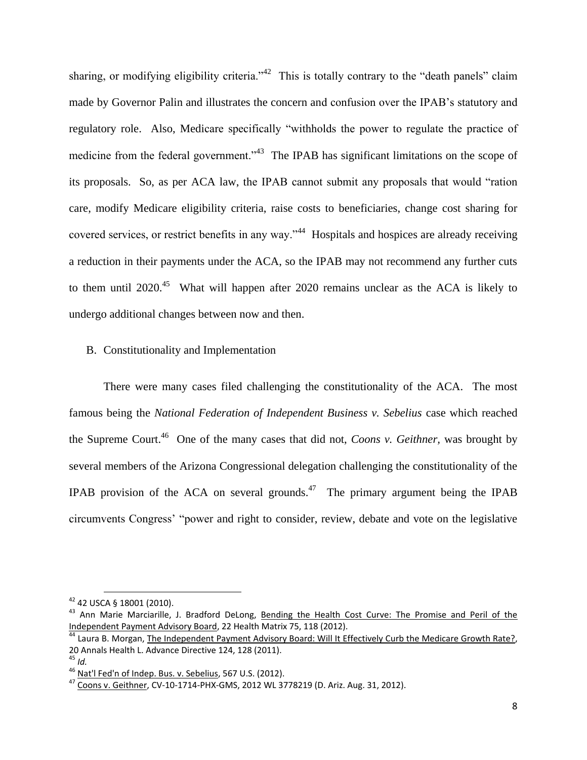sharing, or modifying eligibility criteria."[42] This is totally contrary to the "death panels" claim made by Governor Palin and illustrates the concern and confusion over the IPAB's statutory and regulatory role. Also, Medicare specifically "withholds the power to regulate the practice of medicine from the federal government."[43] The IPAB has significant limitations on the scope of its proposals. So, as per ACA law, the IPAB cannot submit any proposals that would "ration care, modify Medicare eligibility criteria, raise costs to beneficiaries, change cost sharing for covered services, or restrict benefits in any way."[44] Hospitals and hospices are already receiving a reduction in their payments under the ACA, so the IPAB may not recommend any further cuts to them until 2020.[45] What will happen after 2020 remains unclear as the ACA is likely to undergo additional changes between now and then.

## B. Constitutionality and Implementation

There were many cases filed challenging the constitutionality of the ACA. The most famous being the *National Federation of Independent Business v. Sebelius* case which reached the Supreme Court.[46] One of the many cases that did not, *Coons v. Geithner*, was brought by several members of the Arizona Congressional delegation challenging the constitutionality of the IPAB provision of the ACA on several grounds.[47] The primary argument being the IPAB circumvents Congress' "power and right to consider, review, debate and vote on the legislative

---

[42] 42 USCA § 18001 (2010).

[43] Ann Marie Marciarille, J. Bradford DeLong, Bending the Health Cost Curve: The Promise and Peril of the Independent Payment Advisory Board, 22 Health Matrix 75, 118 (2012).

[44] Laura B. Morgan, The Independent Payment Advisory Board: Will It Effectively Curb the Medicare Growth Rate?, 20 Annals Health L. Advance Directive 124, 128 (2011).

[45] *Id.*

[46] Nat'l Fed'n of Indep. Bus. v. Sebelius, 567 U.S. (2012).

[47] Coons v. Geithner, CV-10-1714-PHX-GMS, 2012 WL 3778219 (D. Ariz. Aug. 31, 2012).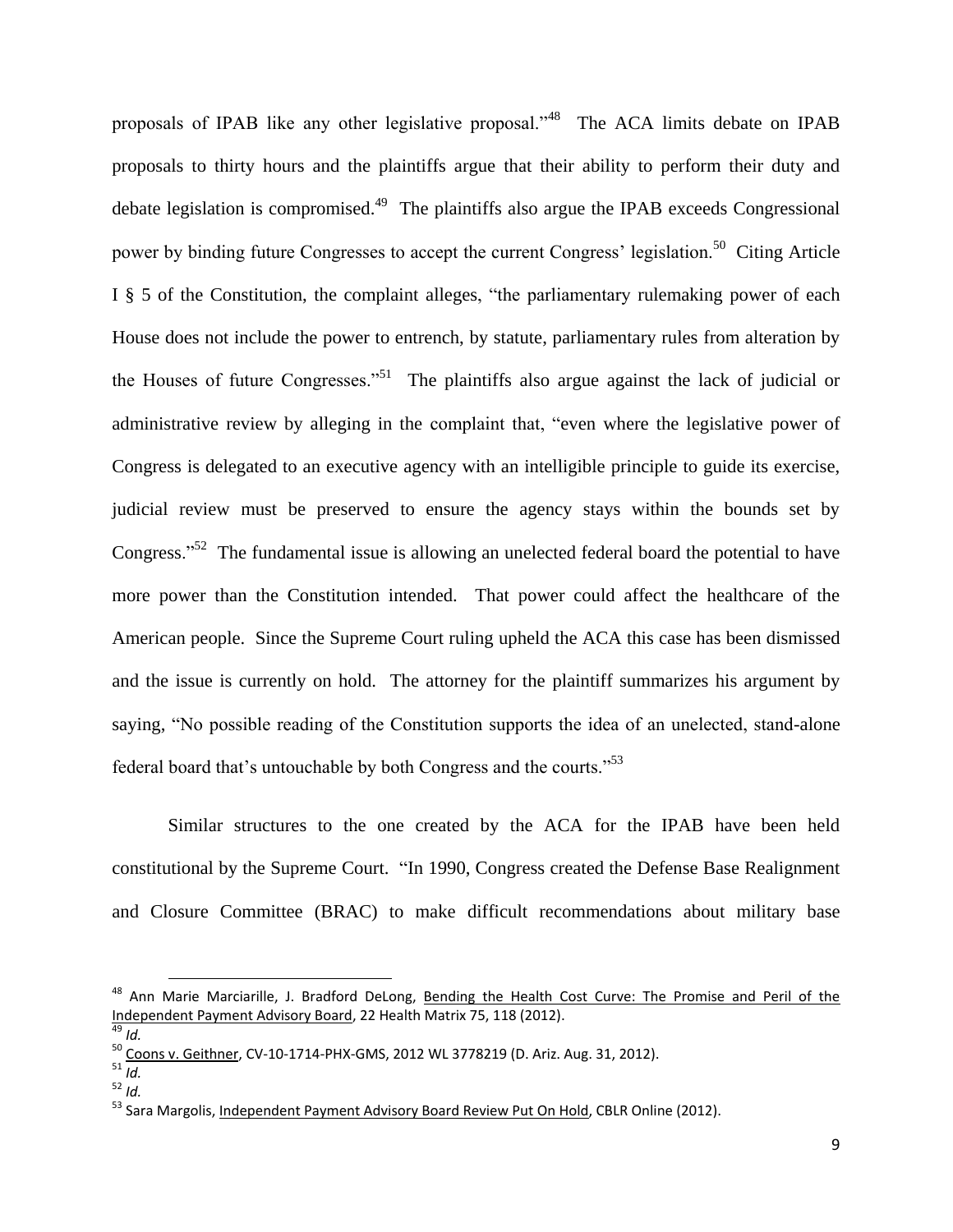proposals of IPAB like any other legislative proposal."[48] The ACA limits debate on IPAB proposals to thirty hours and the plaintiffs argue that their ability to perform their duty and debate legislation is compromised.[49] The plaintiffs also argue the IPAB exceeds Congressional power by binding future Congresses to accept the current Congress' legislation.[50] Citing Article I § 5 of the Constitution, the complaint alleges, "the parliamentary rulemaking power of each House does not include the power to entrench, by statute, parliamentary rules from alteration by the Houses of future Congresses."[51] The plaintiffs also argue against the lack of judicial or administrative review by alleging in the complaint that, "even where the legislative power of Congress is delegated to an executive agency with an intelligible principle to guide its exercise, judicial review must be preserved to ensure the agency stays within the bounds set by Congress."[52] The fundamental issue is allowing an unelected federal board the potential to have more power than the Constitution intended. That power could affect the healthcare of the American people. Since the Supreme Court ruling upheld the ACA this case has been dismissed and the issue is currently on hold. The attorney for the plaintiff summarizes his argument by saying, "No possible reading of the Constitution supports the idea of an unelected, stand-alone federal board that's untouchable by both Congress and the courts."[53]

Similar structures to the one created by the ACA for the IPAB have been held constitutional by the Supreme Court. "In 1990, Congress created the Defense Base Realignment and Closure Committee (BRAC) to make difficult recommendations about military base

---

[48] Ann Marie Marciarille, J. Bradford DeLong, Bending the Health Cost Curve: The Promise and Peril of the Independent Payment Advisory Board, 22 Health Matrix 75, 118 (2012).

[49] *Id.*

[50] Coons v. Geithner, CV-10-1714-PHX-GMS, 2012 WL 3778219 (D. Ariz. Aug. 31, 2012).

[51] *Id.*

[52] *Id.*

[53] Sara Margolis, Independent Payment Advisory Board Review Put On Hold, CBLR Online (2012).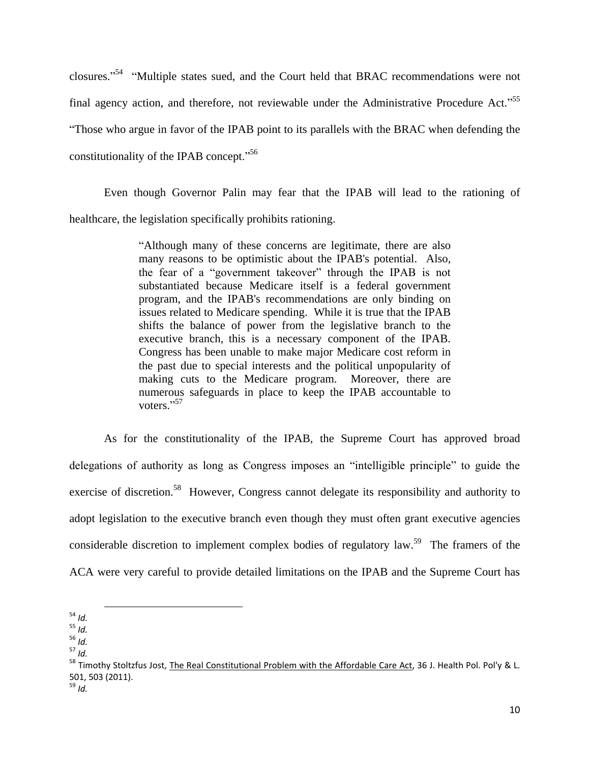closures."[54] "Multiple states sued, and the Court held that BRAC recommendations were not final agency action, and therefore, not reviewable under the Administrative Procedure Act."[55] "Those who argue in favor of the IPAB point to its parallels with the BRAC when defending the constitutionality of the IPAB concept."[56]

Even though Governor Palin may fear that the IPAB will lead to the rationing of healthcare, the legislation specifically prohibits rationing.

> "Although many of these concerns are legitimate, there are also many reasons to be optimistic about the IPAB's potential. Also, the fear of a "government takeover" through the IPAB is not substantiated because Medicare itself is a federal government program, and the IPAB's recommendations are only binding on issues related to Medicare spending. While it is true that the IPAB shifts the balance of power from the legislative branch to the executive branch, this is a necessary component of the IPAB. Congress has been unable to make major Medicare cost reform in the past due to special interests and the political unpopularity of making cuts to the Medicare program. Moreover, there are numerous safeguards in place to keep the IPAB accountable to voters."[57]

As for the constitutionality of the IPAB, the Supreme Court has approved broad delegations of authority as long as Congress imposes an "intelligible principle" to guide the exercise of discretion.[58] However, Congress cannot delegate its responsibility and authority to adopt legislation to the executive branch even though they must often grant executive agencies considerable discretion to implement complex bodies of regulatory law.[59] The framers of the ACA were very careful to provide detailed limitations on the IPAB and the Supreme Court has

---

[54] *Id.*

[55] *Id.*

[56] *Id.*

[57] *Id.*

[58] Timothy Stoltzfus Jost, The Real Constitutional Problem with the Affordable Care Act, 36 J. Health Pol. Pol'y & L. 501, 503 (2011).

[59] *Id.*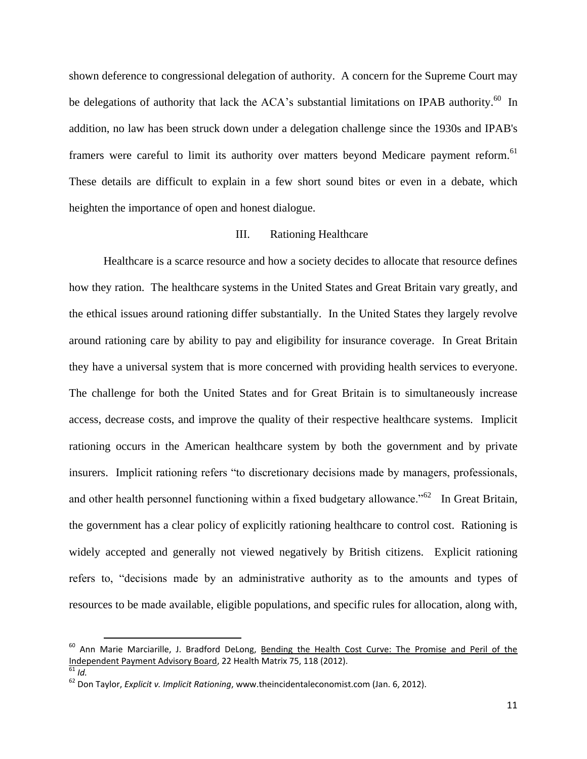shown deference to congressional delegation of authority. A concern for the Supreme Court may be delegations of authority that lack the ACA's substantial limitations on IPAB authority.[60] In addition, no law has been struck down under a delegation challenge since the 1930s and IPAB's framers were careful to limit its authority over matters beyond Medicare payment reform.[61] These details are difficult to explain in a few short sound bites or even in a debate, which heighten the importance of open and honest dialogue.

## III. Rationing Healthcare

Healthcare is a scarce resource and how a society decides to allocate that resource defines how they ration. The healthcare systems in the United States and Great Britain vary greatly, and the ethical issues around rationing differ substantially. In the United States they largely revolve around rationing care by ability to pay and eligibility for insurance coverage. In Great Britain they have a universal system that is more concerned with providing health services to everyone. The challenge for both the United States and for Great Britain is to simultaneously increase access, decrease costs, and improve the quality of their respective healthcare systems. Implicit rationing occurs in the American healthcare system by both the government and by private insurers. Implicit rationing refers "to discretionary decisions made by managers, professionals, and other health personnel functioning within a fixed budgetary allowance."[62] In Great Britain, the government has a clear policy of explicitly rationing healthcare to control cost. Rationing is widely accepted and generally not viewed negatively by British citizens. Explicit rationing refers to, "decisions made by an administrative authority as to the amounts and types of resources to be made available, eligible populations, and specific rules for allocation, along with,

---

[60] Ann Marie Marciarille, J. Bradford DeLong, Bending the Health Cost Curve: The Promise and Peril of the Independent Payment Advisory Board, 22 Health Matrix 75, 118 (2012).

[61] *Id.*

[62] Don Taylor, *Explicit v. Implicit Rationing*, www.theincidentaleconomist.com (Jan. 6, 2012).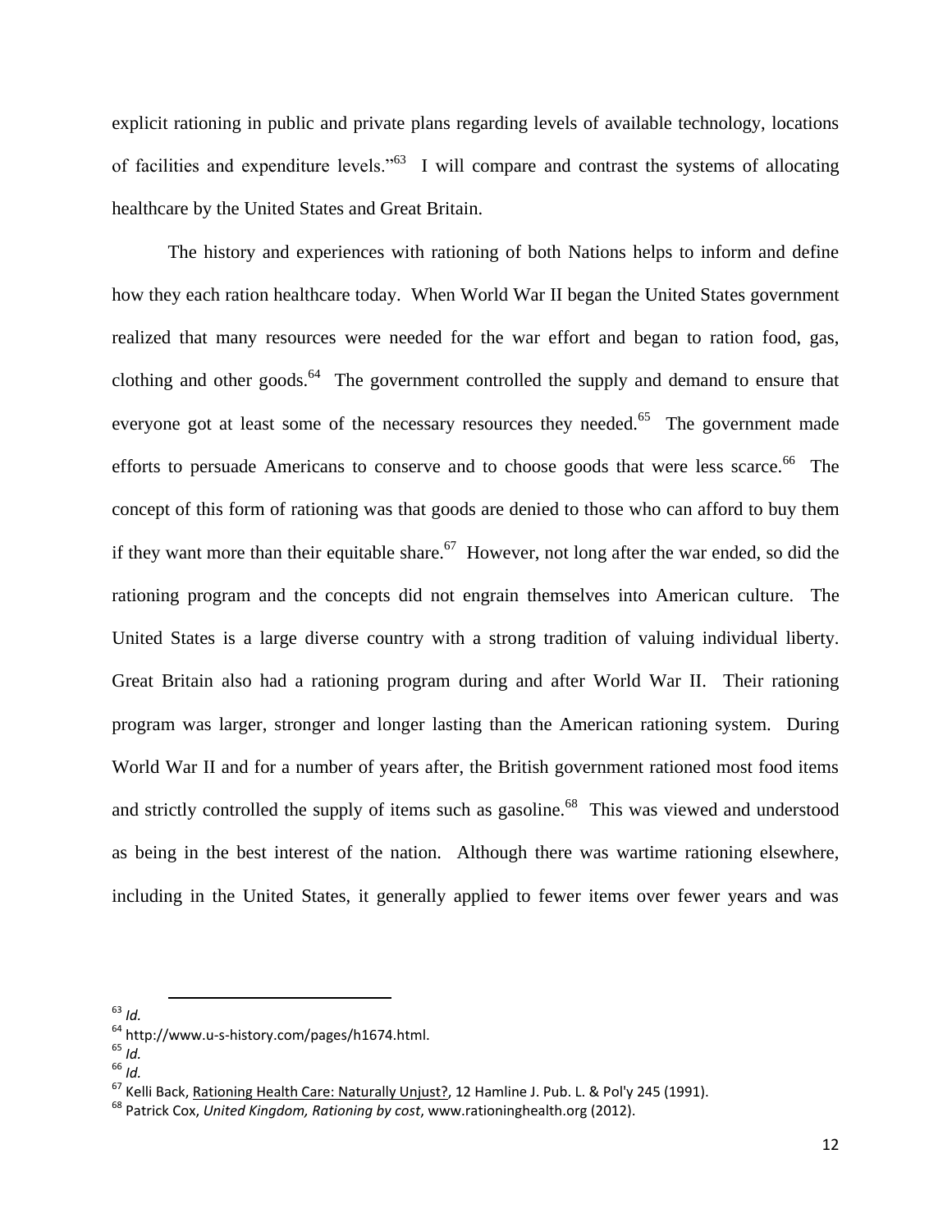explicit rationing in public and private plans regarding levels of available technology, locations of facilities and expenditure levels."[63] I will compare and contrast the systems of allocating healthcare by the United States and Great Britain.

The history and experiences with rationing of both Nations helps to inform and define how they each ration healthcare today. When World War II began the United States government realized that many resources were needed for the war effort and began to ration food, gas, clothing and other goods.[64] The government controlled the supply and demand to ensure that everyone got at least some of the necessary resources they needed.[65] The government made efforts to persuade Americans to conserve and to choose goods that were less scarce.[66] The concept of this form of rationing was that goods are denied to those who can afford to buy them if they want more than their equitable share.[67] However, not long after the war ended, so did the rationing program and the concepts did not engrain themselves into American culture. The United States is a large diverse country with a strong tradition of valuing individual liberty. Great Britain also had a rationing program during and after World War II. Their rationing program was larger, stronger and longer lasting than the American rationing system. During World War II and for a number of years after, the British government rationed most food items and strictly controlled the supply of items such as gasoline.[68] This was viewed and understood as being in the best interest of the nation. Although there was wartime rationing elsewhere, including in the United States, it generally applied to fewer items over fewer years and was

---

[63] *Id.*

[64] http://www.u-s-history.com/pages/h1674.html.

[65] *Id.*

[66] *Id.*

[67] Kelli Back, Rationing Health Care: Naturally Unjust?, 12 Hamline J. Pub. L. & Pol'y 245 (1991).

[68] Patrick Cox, *United Kingdom, Rationing by cost*, www.rationinghealth.org (2012).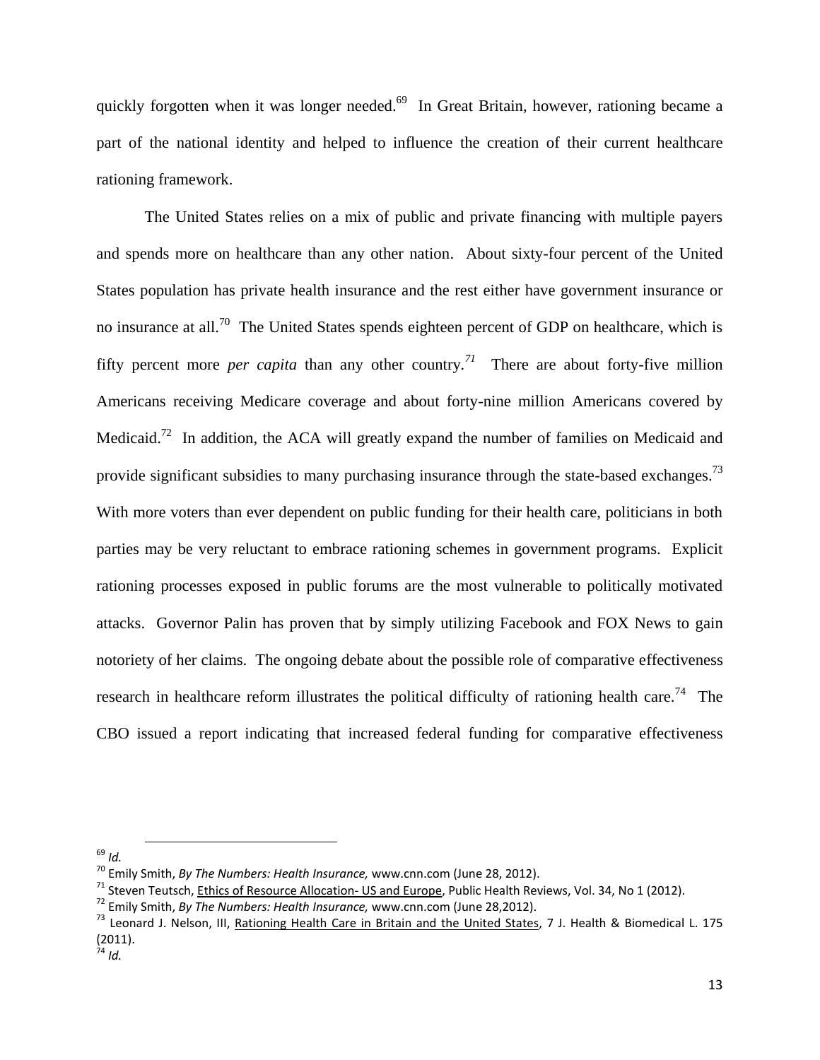quickly forgotten when it was longer needed.[69] In Great Britain, however, rationing became a part of the national identity and helped to influence the creation of their current healthcare rationing framework.

The United States relies on a mix of public and private financing with multiple payers and spends more on healthcare than any other nation. About sixty-four percent of the United States population has private health insurance and the rest either have government insurance or no insurance at all.[70] The United States spends eighteen percent of GDP on healthcare, which is fifty percent more *per capita* than any other country.[71] There are about forty-five million Americans receiving Medicare coverage and about forty-nine million Americans covered by Medicaid.[72] In addition, the ACA will greatly expand the number of families on Medicaid and provide significant subsidies to many purchasing insurance through the state-based exchanges.[73] With more voters than ever dependent on public funding for their health care, politicians in both parties may be very reluctant to embrace rationing schemes in government programs. Explicit rationing processes exposed in public forums are the most vulnerable to politically motivated attacks. Governor Palin has proven that by simply utilizing Facebook and FOX News to gain notoriety of her claims. The ongoing debate about the possible role of comparative effectiveness research in healthcare reform illustrates the political difficulty of rationing health care.[74] The CBO issued a report indicating that increased federal funding for comparative effectiveness

---

[69] *Id.*

[70] Emily Smith, *By The Numbers: Health Insurance,* www.cnn.com (June 28, 2012).

[71] Steven Teutsch, Ethics of Resource Allocation- US and Europe, Public Health Reviews, Vol. 34, No 1 (2012).

[72] Emily Smith, *By The Numbers: Health Insurance,* www.cnn.com (June 28,2012).

[73] Leonard J. Nelson, III, Rationing Health Care in Britain and the United States, 7 J. Health & Biomedical L. 175 (2011).

[74] *Id.*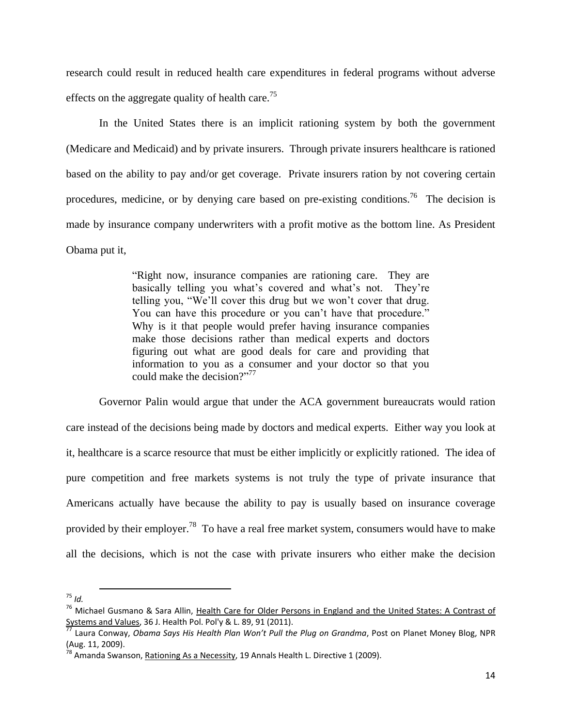research could result in reduced health care expenditures in federal programs without adverse effects on the aggregate quality of health care.[75]

In the United States there is an implicit rationing system by both the government (Medicare and Medicaid) and by private insurers. Through private insurers healthcare is rationed based on the ability to pay and/or get coverage. Private insurers ration by not covering certain procedures, medicine, or by denying care based on pre-existing conditions.[76] The decision is made by insurance company underwriters with a profit motive as the bottom line. As President Obama put it,

> "Right now, insurance companies are rationing care. They are basically telling you what's covered and what's not. They're telling you, "We'll cover this drug but we won't cover that drug. You can have this procedure or you can't have that procedure." Why is it that people would prefer having insurance companies make those decisions rather than medical experts and doctors figuring out what are good deals for care and providing that information to you as a consumer and your doctor so that you could make the decision?"[77]

Governor Palin would argue that under the ACA government bureaucrats would ration care instead of the decisions being made by doctors and medical experts. Either way you look at it, healthcare is a scarce resource that must be either implicitly or explicitly rationed. The idea of pure competition and free markets systems is not truly the type of private insurance that Americans actually have because the ability to pay is usually based on insurance coverage provided by their employer.[78] To have a real free market system, consumers would have to make all the decisions, which is not the case with private insurers who either make the decision

---

[75] *Id.*

[76] Michael Gusmano & Sara Allin, Health Care for Older Persons in England and the United States: A Contrast of Systems and Values, 36 J. Health Pol. Pol'y & L. 89, 91 (2011).

[77] Laura Conway, *Obama Says His Health Plan Won't Pull the Plug on Grandma*, Post on Planet Money Blog, NPR (Aug. 11, 2009).

[78] Amanda Swanson, Rationing As a Necessity, 19 Annals Health L. Directive 1 (2009).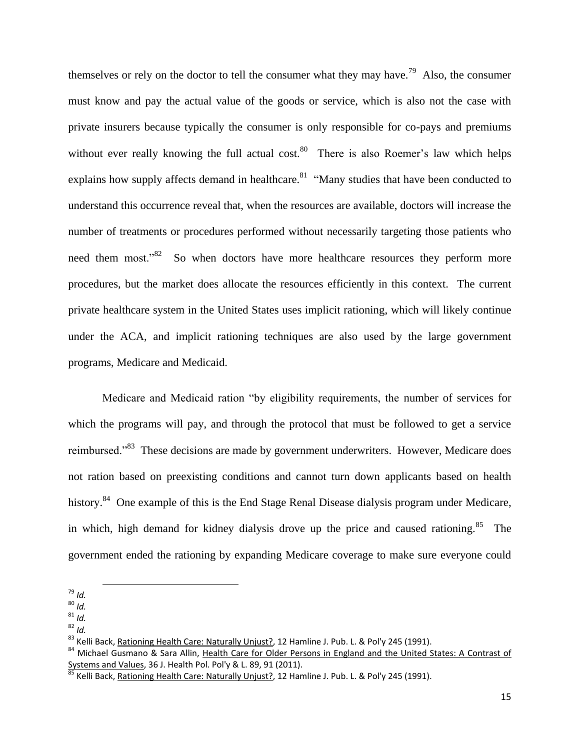themselves or rely on the doctor to tell the consumer what they may have.[79] Also, the consumer must know and pay the actual value of the goods or service, which is also not the case with private insurers because typically the consumer is only responsible for co-pays and premiums without ever really knowing the full actual cost.[80] There is also Roemer's law which helps explains how supply affects demand in healthcare.[81] "Many studies that have been conducted to understand this occurrence reveal that, when the resources are available, doctors will increase the number of treatments or procedures performed without necessarily targeting those patients who need them most."[82] So when doctors have more healthcare resources they perform more procedures, but the market does allocate the resources efficiently in this context. The current private healthcare system in the United States uses implicit rationing, which will likely continue under the ACA, and implicit rationing techniques are also used by the large government programs, Medicare and Medicaid.

Medicare and Medicaid ration "by eligibility requirements, the number of services for which the programs will pay, and through the protocol that must be followed to get a service reimbursed."[83] These decisions are made by government underwriters. However, Medicare does not ration based on preexisting conditions and cannot turn down applicants based on health history.[84] One example of this is the End Stage Renal Disease dialysis program under Medicare, in which, high demand for kidney dialysis drove up the price and caused rationing.[85] The government ended the rationing by expanding Medicare coverage to make sure everyone could

---

[79] *Id.*

[80] *Id.*

[81] *Id.*

[82] *Id.*

[83] Kelli Back, Rationing Health Care: Naturally Unjust?, 12 Hamline J. Pub. L. & Pol'y 245 (1991).

[84] Michael Gusmano & Sara Allin, Health Care for Older Persons in England and the United States: A Contrast of Systems and Values, 36 J. Health Pol. Pol'y & L. 89, 91 (2011).

[85] Kelli Back, Rationing Health Care: Naturally Unjust?, 12 Hamline J. Pub. L. & Pol'y 245 (1991).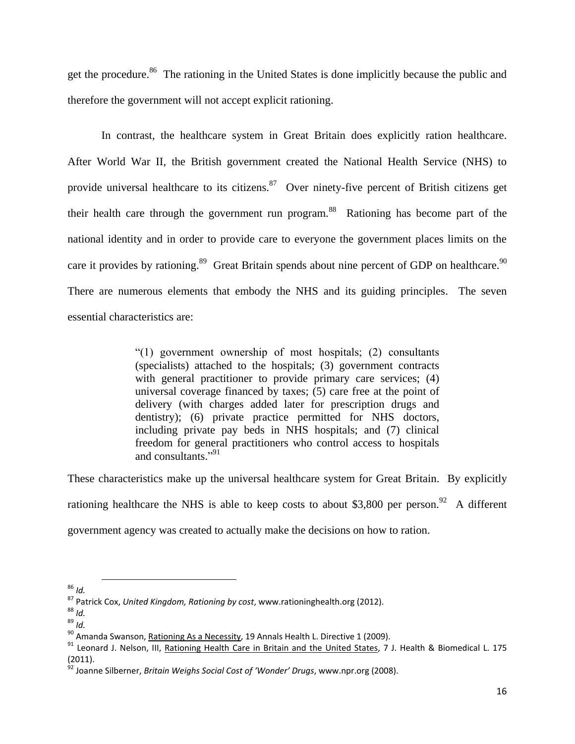get the procedure.[86] The rationing in the United States is done implicitly because the public and therefore the government will not accept explicit rationing.

In contrast, the healthcare system in Great Britain does explicitly ration healthcare. After World War II, the British government created the National Health Service (NHS) to provide universal healthcare to its citizens.[87] Over ninety-five percent of British citizens get their health care through the government run program.[88] Rationing has become part of the national identity and in order to provide care to everyone the government places limits on the care it provides by rationing.[89] Great Britain spends about nine percent of GDP on healthcare.[90] There are numerous elements that embody the NHS and its guiding principles. The seven essential characteristics are:

> "(1) government ownership of most hospitals; (2) consultants (specialists) attached to the hospitals; (3) government contracts with general practitioner to provide primary care services; (4) universal coverage financed by taxes; (5) care free at the point of delivery (with charges added later for prescription drugs and dentistry); (6) private practice permitted for NHS doctors, including private pay beds in NHS hospitals; and (7) clinical freedom for general practitioners who control access to hospitals and consultants."[91]

These characteristics make up the universal healthcare system for Great Britain. By explicitly rationing healthcare the NHS is able to keep costs to about $3,800 per person.[92] A different government agency was created to actually make the decisions on how to ration.

---

[86] *Id.*

[87] Patrick Cox, *United Kingdom, Rationing by cost*, www.rationinghealth.org (2012).

[88] *Id.*

[89] *Id.*

[90] Amanda Swanson, Rationing As a Necessity, 19 Annals Health L. Directive 1 (2009).

[91] Leonard J. Nelson, III, Rationing Health Care in Britain and the United States, 7 J. Health & Biomedical L. 175 (2011).

[92] Joanne Silberner, *Britain Weighs Social Cost of 'Wonder' Drugs*, www.npr.org (2008).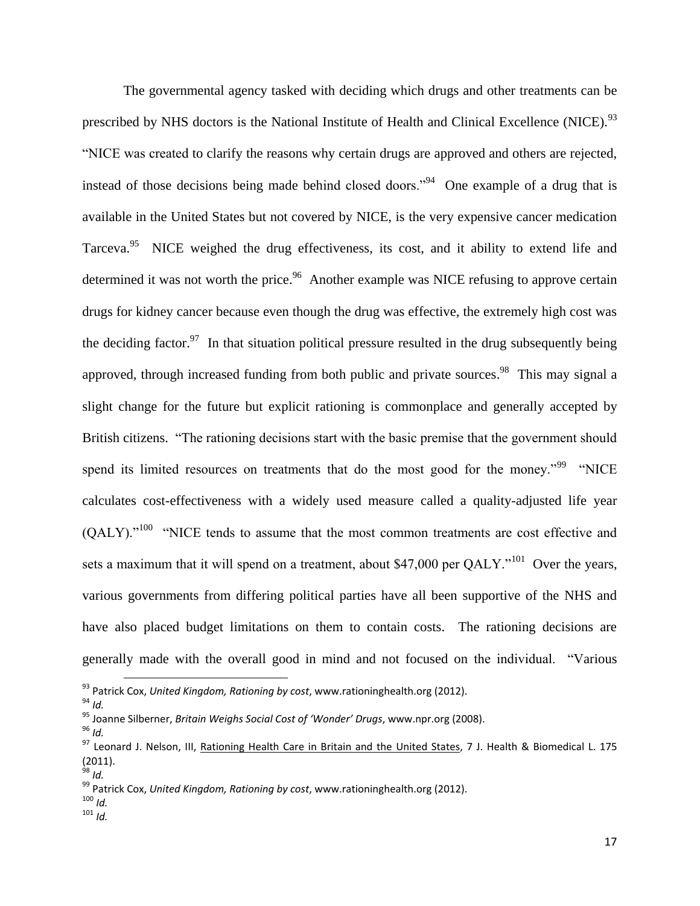The governmental agency tasked with deciding which drugs and other treatments can be prescribed by NHS doctors is the National Institute of Health and Clinical Excellence (NICE).[93] "NICE was created to clarify the reasons why certain drugs are approved and others are rejected, instead of those decisions being made behind closed doors."[94] One example of a drug that is available in the United States but not covered by NICE, is the very expensive cancer medication Tarceva.[95] NICE weighed the drug effectiveness, its cost, and it ability to extend life and determined it was not worth the price.[96] Another example was NICE refusing to approve certain drugs for kidney cancer because even though the drug was effective, the extremely high cost was the deciding factor.[97] In that situation political pressure resulted in the drug subsequently being approved, through increased funding from both public and private sources.[98] This may signal a slight change for the future but explicit rationing is commonplace and generally accepted by British citizens. "The rationing decisions start with the basic premise that the government should spend its limited resources on treatments that do the most good for the money."[99] "NICE calculates cost-effectiveness with a widely used measure called a quality-adjusted life year (QALY)."[100] "NICE tends to assume that the most common treatments are cost effective and sets a maximum that it will spend on a treatment, about $47,000 per QALY."[101] Over the years, various governments from differing political parties have all been supportive of the NHS and have also placed budget limitations on them to contain costs. The rationing decisions are generally made with the overall good in mind and not focused on the individual. "Various

---

[93] Patrick Cox, *United Kingdom, Rationing by cost*, www.rationinghealth.org (2012).

[94] *Id.*

[95] Joanne Silberner, *Britain Weighs Social Cost of 'Wonder' Drugs*, www.npr.org (2008).

[96] *Id.*

[97] Leonard J. Nelson, III, Rationing Health Care in Britain and the United States, 7 J. Health & Biomedical L. 175 (2011).

[98] *Id.*

[99] Patrick Cox, *United Kingdom, Rationing by cost*, www.rationinghealth.org (2012).

[100] *Id.*

[101] *Id.*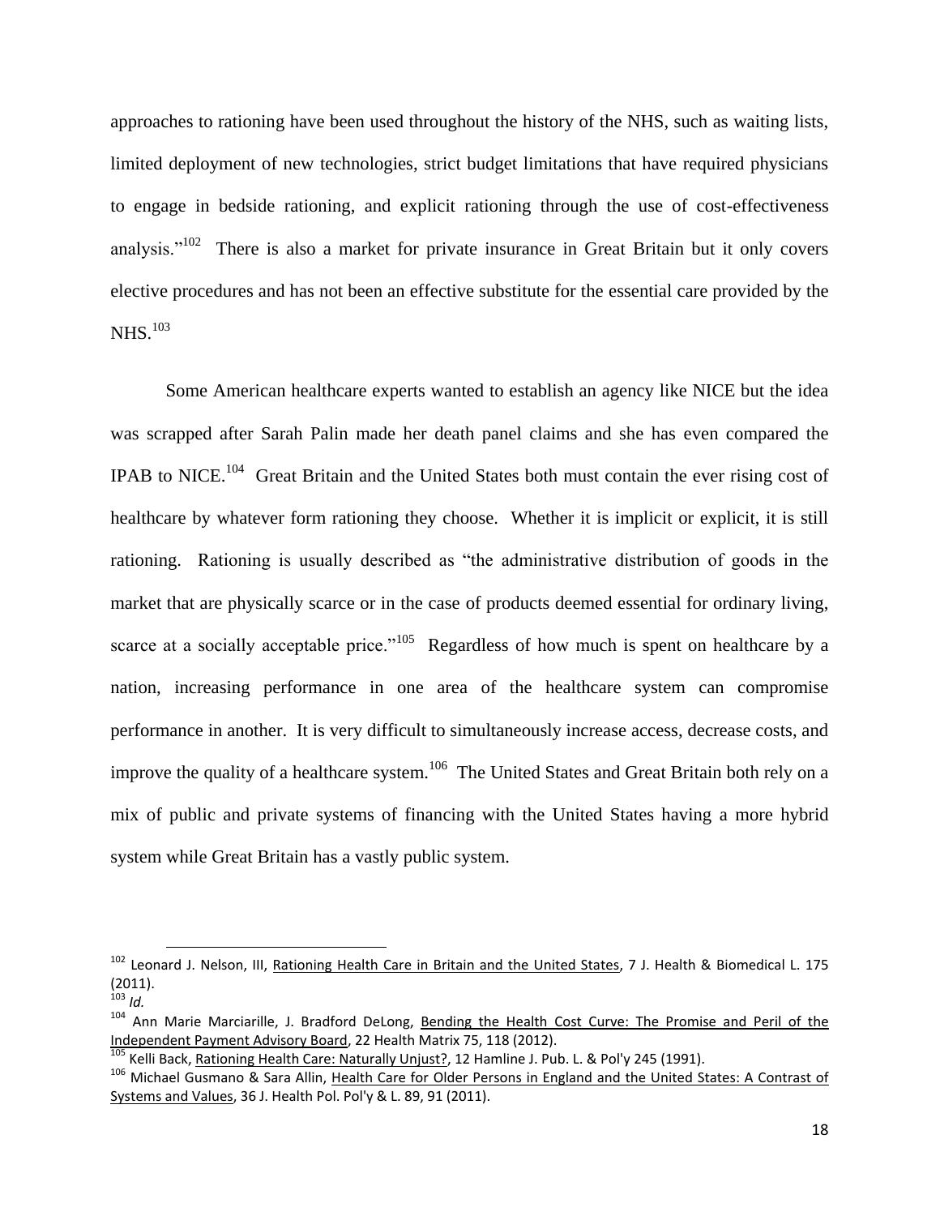approaches to rationing have been used throughout the history of the NHS, such as waiting lists, limited deployment of new technologies, strict budget limitations that have required physicians to engage in bedside rationing, and explicit rationing through the use of cost-effectiveness analysis."[102] There is also a market for private insurance in Great Britain but it only covers elective procedures and has not been an effective substitute for the essential care provided by the NHS.[103]

Some American healthcare experts wanted to establish an agency like NICE but the idea was scrapped after Sarah Palin made her death panel claims and she has even compared the IPAB to NICE.[104] Great Britain and the United States both must contain the ever rising cost of healthcare by whatever form rationing they choose. Whether it is implicit or explicit, it is still rationing. Rationing is usually described as "the administrative distribution of goods in the market that are physically scarce or in the case of products deemed essential for ordinary living, scarce at a socially acceptable price."[105] Regardless of how much is spent on healthcare by a nation, increasing performance in one area of the healthcare system can compromise performance in another. It is very difficult to simultaneously increase access, decrease costs, and improve the quality of a healthcare system.[106] The United States and Great Britain both rely on a mix of public and private systems of financing with the United States having a more hybrid system while Great Britain has a vastly public system.

---

[102] Leonard J. Nelson, III, Rationing Health Care in Britain and the United States, 7 J. Health & Biomedical L. 175 (2011).

[103] *Id.*

[104] Ann Marie Marciarille, J. Bradford DeLong, Bending the Health Cost Curve: The Promise and Peril of the Independent Payment Advisory Board, 22 Health Matrix 75, 118 (2012).

[105] Kelli Back, Rationing Health Care: Naturally Unjust?, 12 Hamline J. Pub. L. & Pol'y 245 (1991).

[106] Michael Gusmano & Sara Allin, Health Care for Older Persons in England and the United States: A Contrast of Systems and Values, 36 J. Health Pol. Pol'y & L. 89, 91 (2011).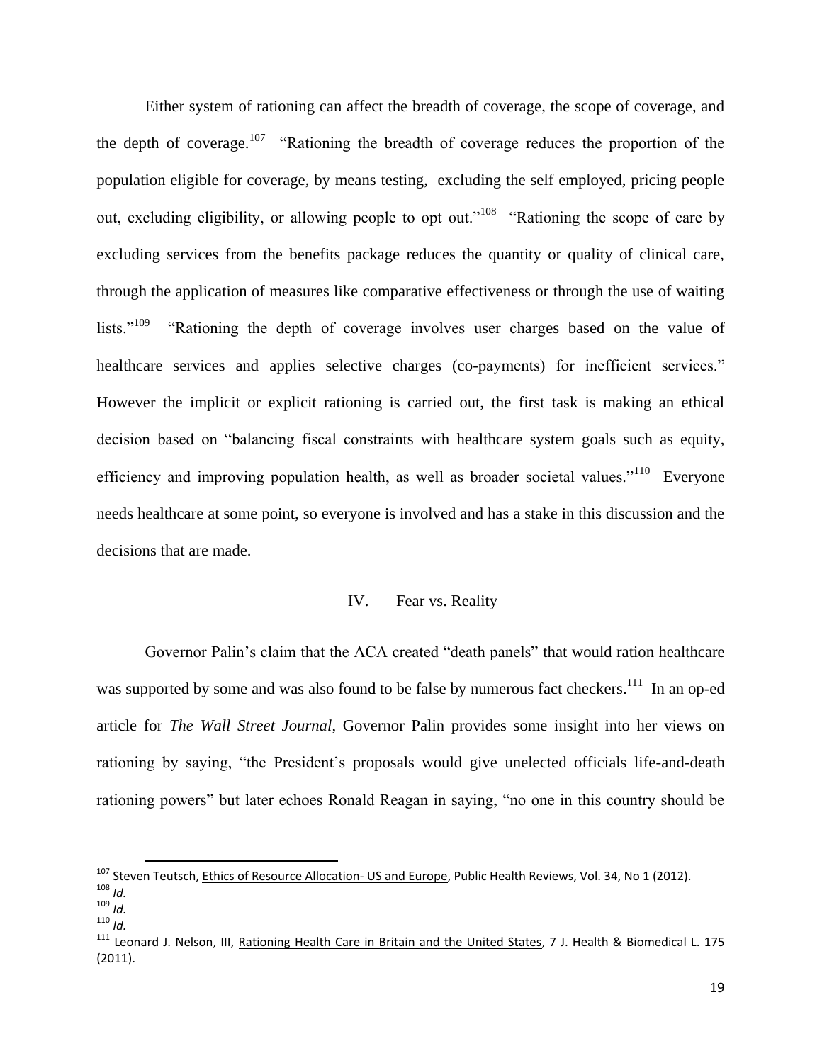Either system of rationing can affect the breadth of coverage, the scope of coverage, and the depth of coverage.[107] "Rationing the breadth of coverage reduces the proportion of the population eligible for coverage, by means testing, excluding the self employed, pricing people out, excluding eligibility, or allowing people to opt out."[108] "Rationing the scope of care by excluding services from the benefits package reduces the quantity or quality of clinical care, through the application of measures like comparative effectiveness or through the use of waiting lists."[109] "Rationing the depth of coverage involves user charges based on the value of healthcare services and applies selective charges (co-payments) for inefficient services." However the implicit or explicit rationing is carried out, the first task is making an ethical decision based on "balancing fiscal constraints with healthcare system goals such as equity, efficiency and improving population health, as well as broader societal values."[110] Everyone needs healthcare at some point, so everyone is involved and has a stake in this discussion and the decisions that are made.

## IV. Fear vs. Reality

Governor Palin's claim that the ACA created "death panels" that would ration healthcare was supported by some and was also found to be false by numerous fact checkers.[111] In an op-ed article for *The Wall Street Journal*, Governor Palin provides some insight into her views on rationing by saying, "the President's proposals would give unelected officials life-and-death rationing powers" but later echoes Ronald Reagan in saying, "no one in this country should be

---

[107] Steven Teutsch, Ethics of Resource Allocation- US and Europe, Public Health Reviews, Vol. 34, No 1 (2012).

[108] *Id.*

[109] *Id.*

[110] *Id.*

[111] Leonard J. Nelson, III, Rationing Health Care in Britain and the United States, 7 J. Health & Biomedical L. 175 (2011).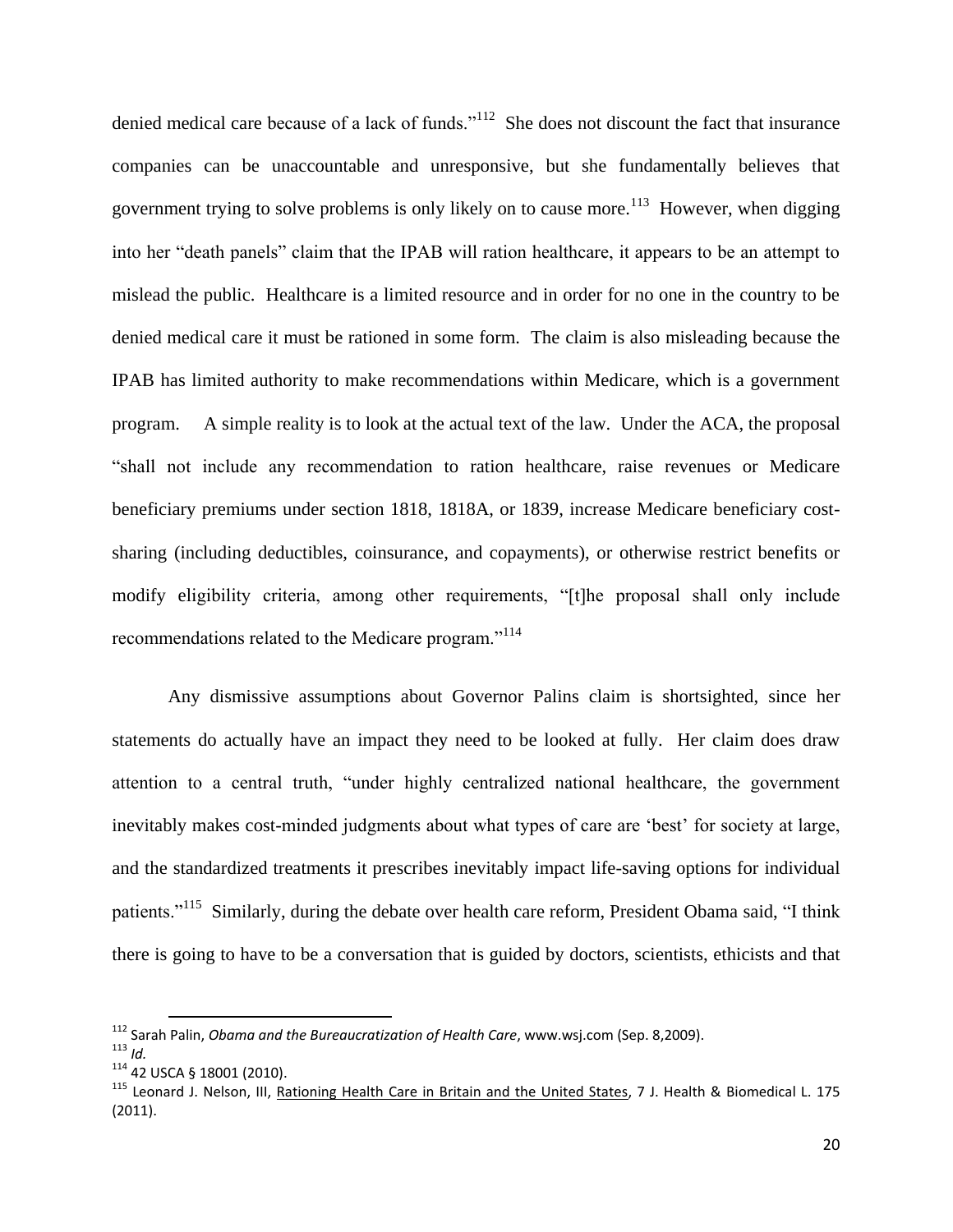denied medical care because of a lack of funds."[112] She does not discount the fact that insurance companies can be unaccountable and unresponsive, but she fundamentally believes that government trying to solve problems is only likely on to cause more.[113] However, when digging into her "death panels" claim that the IPAB will ration healthcare, it appears to be an attempt to mislead the public. Healthcare is a limited resource and in order for no one in the country to be denied medical care it must be rationed in some form. The claim is also misleading because the IPAB has limited authority to make recommendations within Medicare, which is a government program. A simple reality is to look at the actual text of the law. Under the ACA, the proposal "shall not include any recommendation to ration healthcare, raise revenues or Medicare beneficiary premiums under section 1818, 1818A, or 1839, increase Medicare beneficiary cost-sharing (including deductibles, coinsurance, and copayments), or otherwise restrict benefits or modify eligibility criteria, among other requirements, "[t]he proposal shall only include recommendations related to the Medicare program."[114]

Any dismissive assumptions about Governor Palins claim is shortsighted, since her statements do actually have an impact they need to be looked at fully. Her claim does draw attention to a central truth, "under highly centralized national healthcare, the government inevitably makes cost-minded judgments about what types of care are 'best' for society at large, and the standardized treatments it prescribes inevitably impact life-saving options for individual patients."[115] Similarly, during the debate over health care reform, President Obama said, "I think there is going to have to be a conversation that is guided by doctors, scientists, ethicists and that

---

[112] Sarah Palin, *Obama and the Bureaucratization of Health Care*, www.wsj.com (Sep. 8,2009).

[113] *Id.*

[114] 42 USCA § 18001 (2010).

[115] Leonard J. Nelson, III, Rationing Health Care in Britain and the United States, 7 J. Health & Biomedical L. 175 (2011).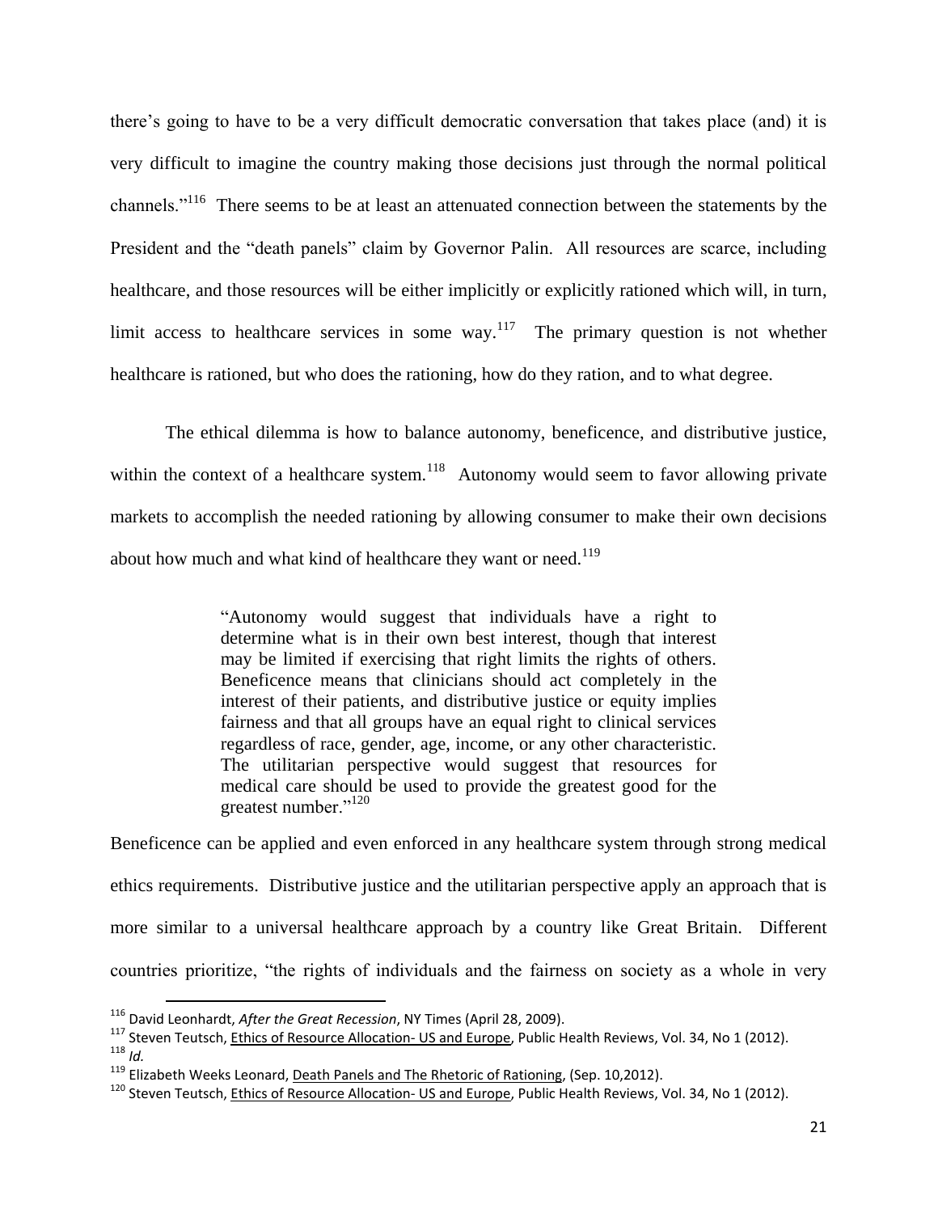there's going to have to be a very difficult democratic conversation that takes place (and) it is very difficult to imagine the country making those decisions just through the normal political channels."[116] There seems to be at least an attenuated connection between the statements by the President and the "death panels" claim by Governor Palin. All resources are scarce, including healthcare, and those resources will be either implicitly or explicitly rationed which will, in turn, limit access to healthcare services in some way.[117] The primary question is not whether healthcare is rationed, but who does the rationing, how do they ration, and to what degree.

The ethical dilemma is how to balance autonomy, beneficence, and distributive justice, within the context of a healthcare system.[118] Autonomy would seem to favor allowing private markets to accomplish the needed rationing by allowing consumer to make their own decisions about how much and what kind of healthcare they want or need.[119]

> "Autonomy would suggest that individuals have a right to determine what is in their own best interest, though that interest may be limited if exercising that right limits the rights of others. Beneficence means that clinicians should act completely in the interest of their patients, and distributive justice or equity implies fairness and that all groups have an equal right to clinical services regardless of race, gender, age, income, or any other characteristic. The utilitarian perspective would suggest that resources for medical care should be used to provide the greatest good for the greatest number."[120]

Beneficence can be applied and even enforced in any healthcare system through strong medical ethics requirements. Distributive justice and the utilitarian perspective apply an approach that is more similar to a universal healthcare approach by a country like Great Britain. Different countries prioritize, "the rights of individuals and the fairness on society as a whole in very

---

[116] David Leonhardt, *After the Great Recession*, NY Times (April 28, 2009).

[117] Steven Teutsch, Ethics of Resource Allocation- US and Europe, Public Health Reviews, Vol. 34, No 1 (2012).

[118] *Id.*

[119] Elizabeth Weeks Leonard, Death Panels and The Rhetoric of Rationing, (Sep. 10,2012).

[120] Steven Teutsch, Ethics of Resource Allocation- US and Europe, Public Health Reviews, Vol. 34, No 1 (2012).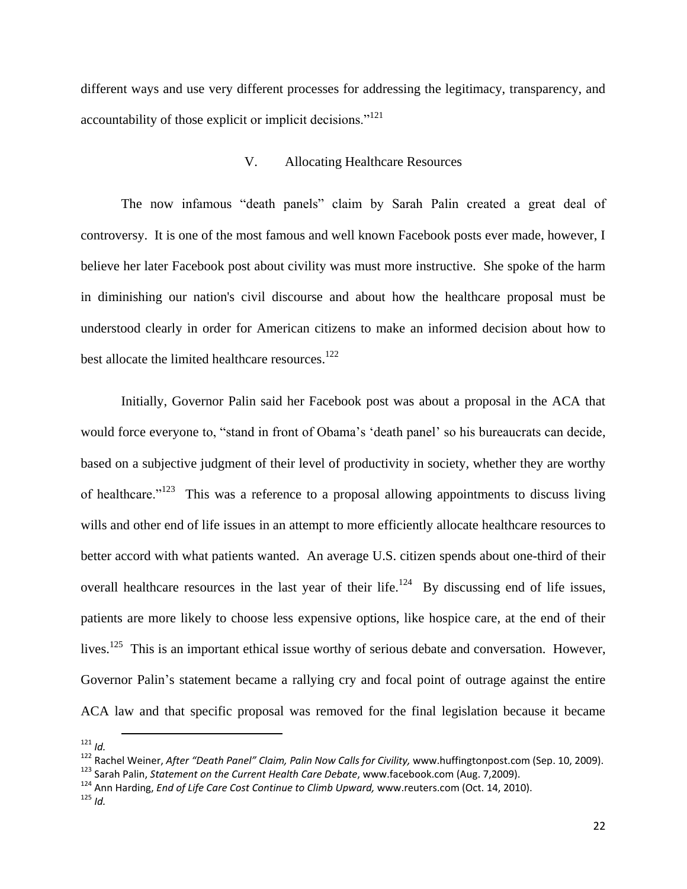different ways and use very different processes for addressing the legitimacy, transparency, and accountability of those explicit or implicit decisions."[121]

## V. Allocating Healthcare Resources

The now infamous "death panels" claim by Sarah Palin created a great deal of controversy. It is one of the most famous and well known Facebook posts ever made, however, I believe her later Facebook post about civility was must more instructive. She spoke of the harm in diminishing our nation's civil discourse and about how the healthcare proposal must be understood clearly in order for American citizens to make an informed decision about how to best allocate the limited healthcare resources.[122]

Initially, Governor Palin said her Facebook post was about a proposal in the ACA that would force everyone to, "stand in front of Obama's 'death panel' so his bureaucrats can decide, based on a subjective judgment of their level of productivity in society, whether they are worthy of healthcare."[123] This was a reference to a proposal allowing appointments to discuss living wills and other end of life issues in an attempt to more efficiently allocate healthcare resources to better accord with what patients wanted. An average U.S. citizen spends about one-third of their overall healthcare resources in the last year of their life.[124] By discussing end of life issues, patients are more likely to choose less expensive options, like hospice care, at the end of their lives.[125] This is an important ethical issue worthy of serious debate and conversation. However, Governor Palin's statement became a rallying cry and focal point of outrage against the entire ACA law and that specific proposal was removed for the final legislation because it became

---

[121] *Id.*

[122] Rachel Weiner, *After "Death Panel" Claim, Palin Now Calls for Civility,* www.huffingtonpost.com (Sep. 10, 2009).

[123] Sarah Palin, *Statement on the Current Health Care Debate*, www.facebook.com (Aug. 7,2009).

[124] Ann Harding, *End of Life Care Cost Continue to Climb Upward,* www.reuters.com (Oct. 14, 2010).

[125] *Id.*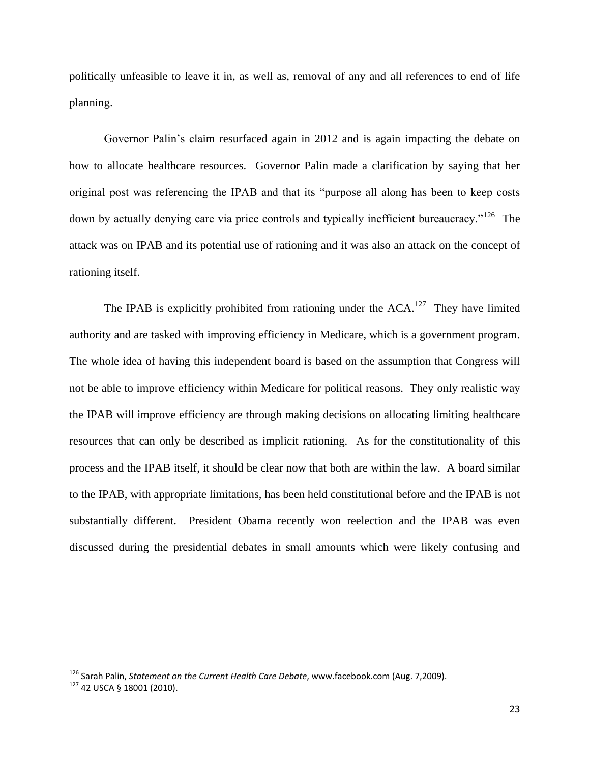politically unfeasible to leave it in, as well as, removal of any and all references to end of life planning.

Governor Palin's claim resurfaced again in 2012 and is again impacting the debate on how to allocate healthcare resources. Governor Palin made a clarification by saying that her original post was referencing the IPAB and that its "purpose all along has been to keep costs down by actually denying care via price controls and typically inefficient bureaucracy."[126] The attack was on IPAB and its potential use of rationing and it was also an attack on the concept of rationing itself.

The IPAB is explicitly prohibited from rationing under the ACA.[127] They have limited authority and are tasked with improving efficiency in Medicare, which is a government program. The whole idea of having this independent board is based on the assumption that Congress will not be able to improve efficiency within Medicare for political reasons. They only realistic way the IPAB will improve efficiency are through making decisions on allocating limiting healthcare resources that can only be described as implicit rationing. As for the constitutionality of this process and the IPAB itself, it should be clear now that both are within the law. A board similar to the IPAB, with appropriate limitations, has been held constitutional before and the IPAB is not substantially different. President Obama recently won reelection and the IPAB was even discussed during the presidential debates in small amounts which were likely confusing and

---

[126] Sarah Palin, *Statement on the Current Health Care Debate*, www.facebook.com (Aug. 7,2009).

[127] 42 USCA § 18001 (2010).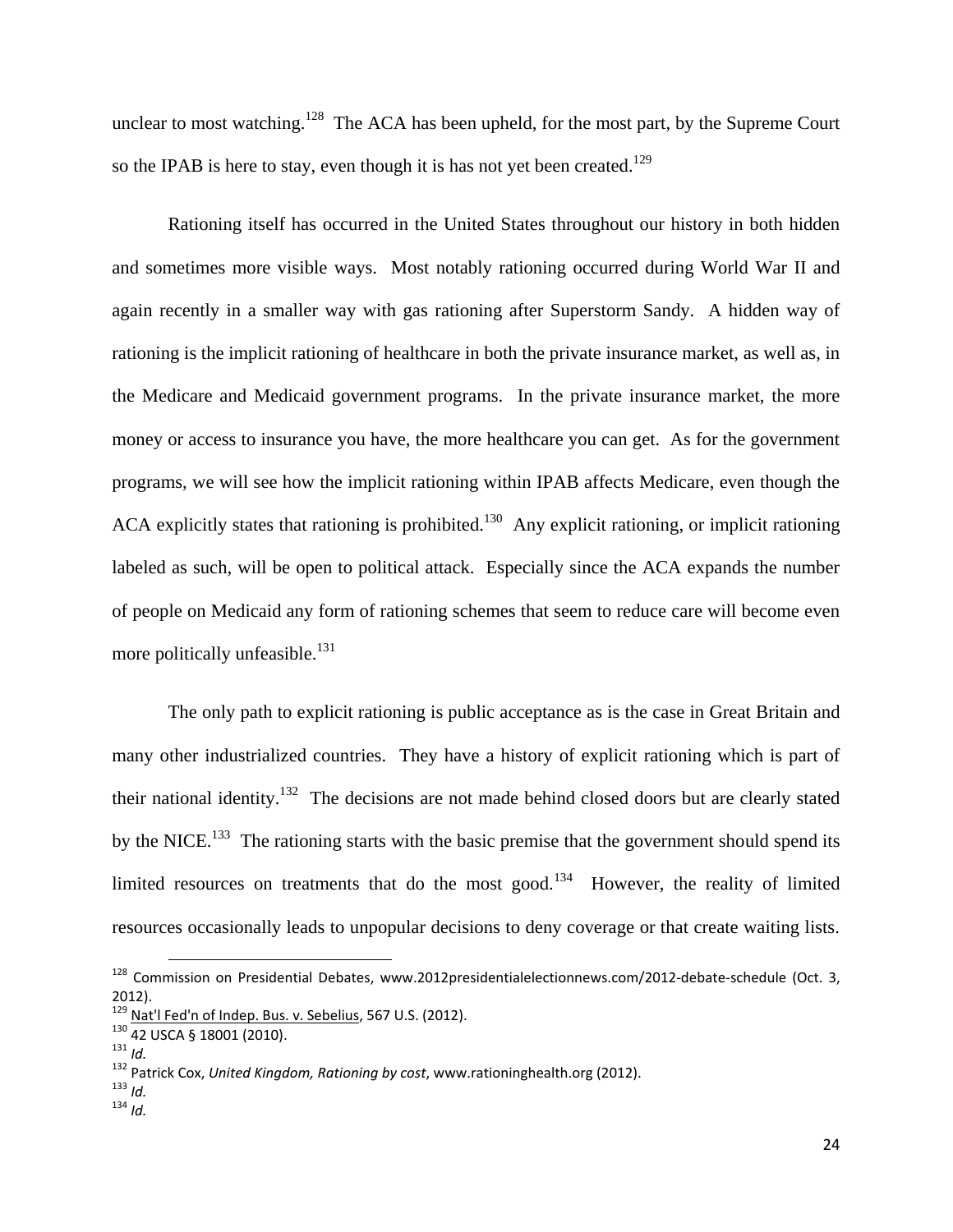unclear to most watching.[128] The ACA has been upheld, for the most part, by the Supreme Court so the IPAB is here to stay, even though it is has not yet been created.[129]

Rationing itself has occurred in the United States throughout our history in both hidden and sometimes more visible ways. Most notably rationing occurred during World War II and again recently in a smaller way with gas rationing after Superstorm Sandy. A hidden way of rationing is the implicit rationing of healthcare in both the private insurance market, as well as, in the Medicare and Medicaid government programs. In the private insurance market, the more money or access to insurance you have, the more healthcare you can get. As for the government programs, we will see how the implicit rationing within IPAB affects Medicare, even though the ACA explicitly states that rationing is prohibited.[130] Any explicit rationing, or implicit rationing labeled as such, will be open to political attack. Especially since the ACA expands the number of people on Medicaid any form of rationing schemes that seem to reduce care will become even more politically unfeasible.[131]

The only path to explicit rationing is public acceptance as is the case in Great Britain and many other industrialized countries. They have a history of explicit rationing which is part of their national identity.[132] The decisions are not made behind closed doors but are clearly stated by the NICE.[133] The rationing starts with the basic premise that the government should spend its limited resources on treatments that do the most good.[134] However, the reality of limited resources occasionally leads to unpopular decisions to deny coverage or that create waiting lists.

---

[128] Commission on Presidential Debates, www.2012presidentialelectionnews.com/2012-debate-schedule (Oct. 3, 2012).

[129] Nat'l Fed'n of Indep. Bus. v. Sebelius, 567 U.S. (2012).

[130] 42 USCA § 18001 (2010).

[131] *Id.*

[132] Patrick Cox, *United Kingdom, Rationing by cost*, www.rationinghealth.org (2012).

[133] *Id.*

[134] *Id.*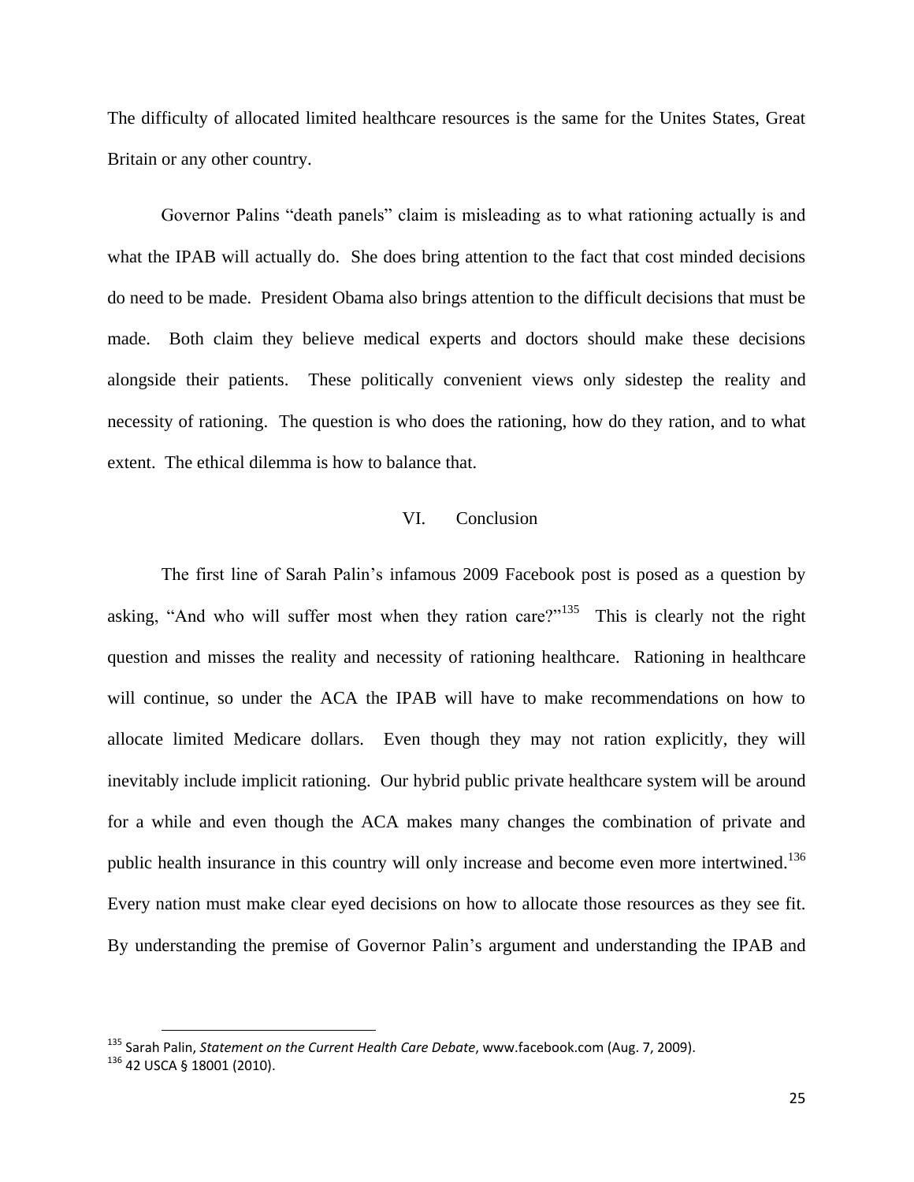The difficulty of allocated limited healthcare resources is the same for the Unites States, Great Britain or any other country.

Governor Palins "death panels" claim is misleading as to what rationing actually is and what the IPAB will actually do. She does bring attention to the fact that cost minded decisions do need to be made. President Obama also brings attention to the difficult decisions that must be made. Both claim they believe medical experts and doctors should make these decisions alongside their patients. These politically convenient views only sidestep the reality and necessity of rationing. The question is who does the rationing, how do they ration, and to what extent. The ethical dilemma is how to balance that.

## VI. Conclusion

The first line of Sarah Palin's infamous 2009 Facebook post is posed as a question by asking, "And who will suffer most when they ration care?"[135] This is clearly not the right question and misses the reality and necessity of rationing healthcare. Rationing in healthcare will continue, so under the ACA the IPAB will have to make recommendations on how to allocate limited Medicare dollars. Even though they may not ration explicitly, they will inevitably include implicit rationing. Our hybrid public private healthcare system will be around for a while and even though the ACA makes many changes the combination of private and public health insurance in this country will only increase and become even more intertwined.[136] Every nation must make clear eyed decisions on how to allocate those resources as they see fit. By understanding the premise of Governor Palin's argument and understanding the IPAB and

---

[135] Sarah Palin, *Statement on the Current Health Care Debate*, www.facebook.com (Aug. 7, 2009).

[136] 42 USCA § 18001 (2010).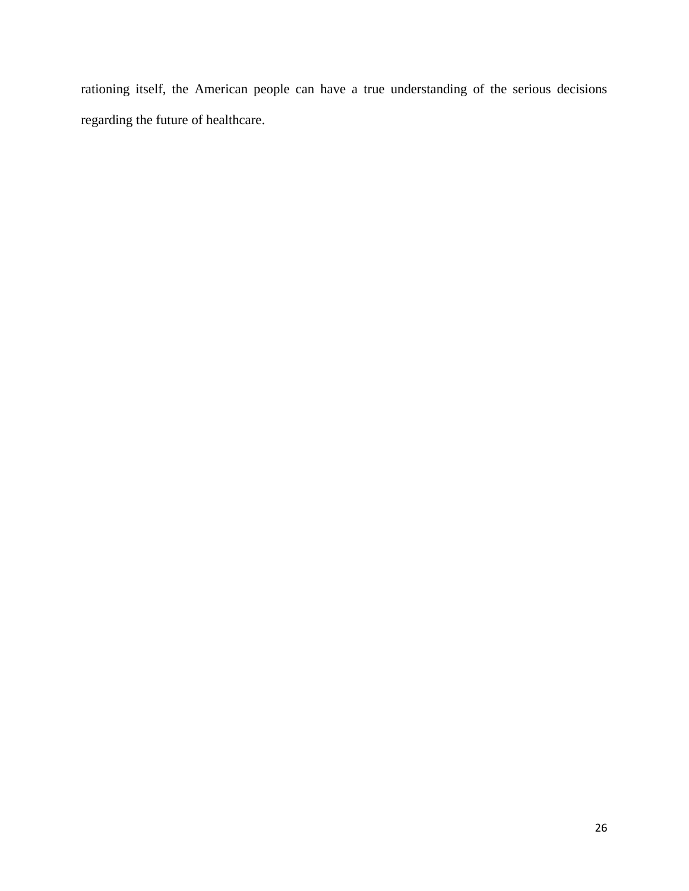rationing itself, the American people can have a true understanding of the serious decisions regarding the future of healthcare.